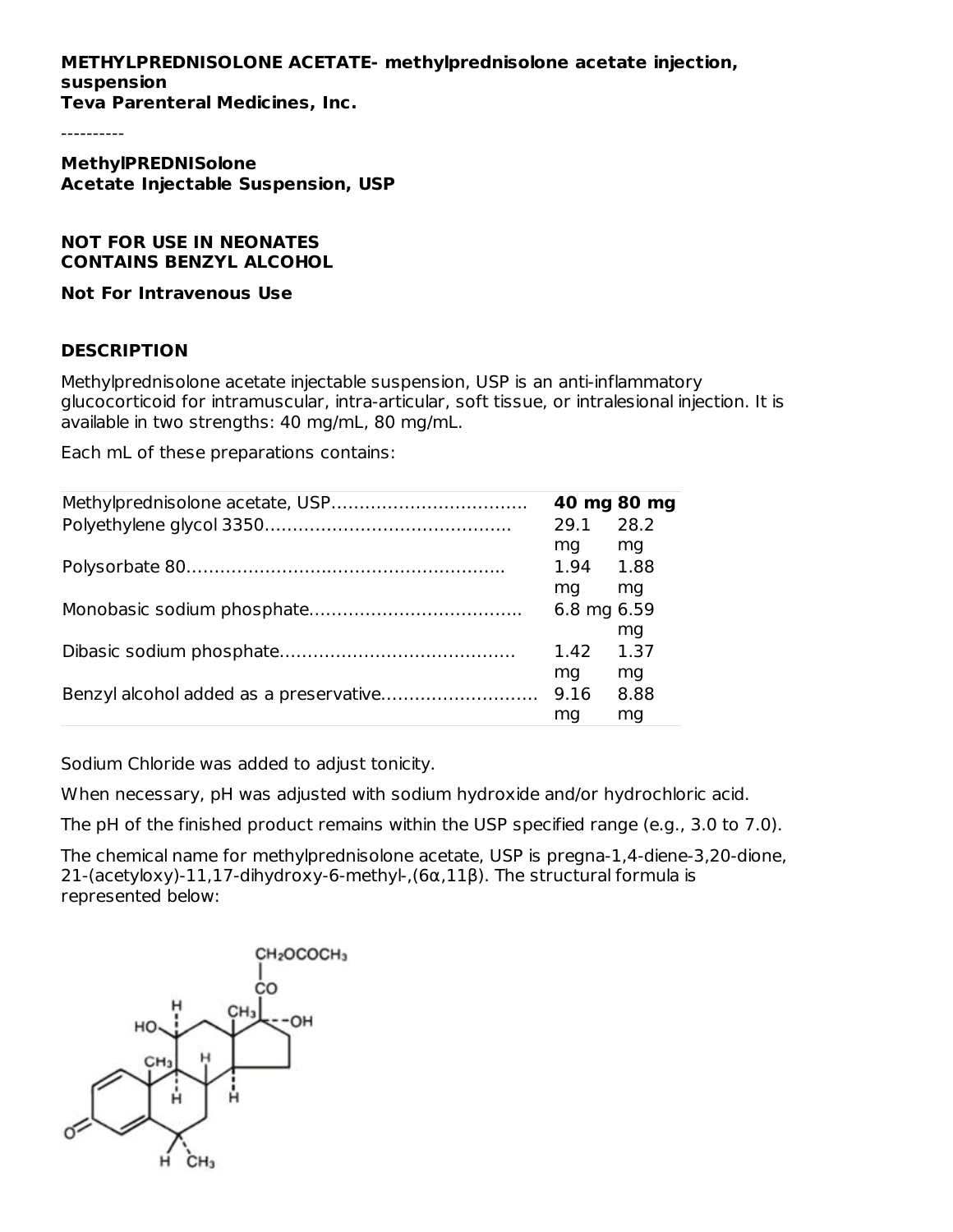**METHYLPREDNISOLONE ACETATE- methylprednisolone acetate injection, suspension**
**Teva Parenteral Medicines, Inc.**

----------

**MethylPREDNISolone**
**Acetate Injectable Suspension, USP**

**NOT FOR USE IN NEONATES**
**CONTAINS BENZYL ALCOHOL**

**Not For Intravenous Use**

## DESCRIPTION

Methylprednisolone acetate injectable suspension, USP is an anti-inflammatory glucocorticoid for intramuscular, intra-articular, soft tissue, or intralesional injection. It is available in two strengths: 40 mg/mL, 80 mg/mL.

Each mL of these preparations contains:

| | | |
|---|---|---|
| Methylprednisolone acetate, USP…………………………… | **40 mg** | **80 mg** |
| Polyethylene glycol 3350…………………………………… | 29.1 mg | 28.2 mg |
| Polysorbate 80………………………………………………… | 1.94 mg | 1.88 mg |
| Monobasic sodium phosphate……………………………… | 6.8 mg | 6.59 mg |
| Dibasic sodium phosphate………………………………… | 1.42 mg | 1.37 mg |
| Benzyl alcohol added as a preservative………………… | 9.16 mg | 8.88 mg |

Sodium Chloride was added to adjust tonicity.

When necessary, pH was adjusted with sodium hydroxide and/or hydrochloric acid.

The pH of the finished product remains within the USP specified range (e.g., 3.0 to 7.0).

The chemical name for methylprednisolone acetate, USP is pregna-1,4-diene-3,20-dione, 21-(acetyloxy)-11,17-dihydroxy-6-methyl-,(6α,11β). The structural formula is represented below: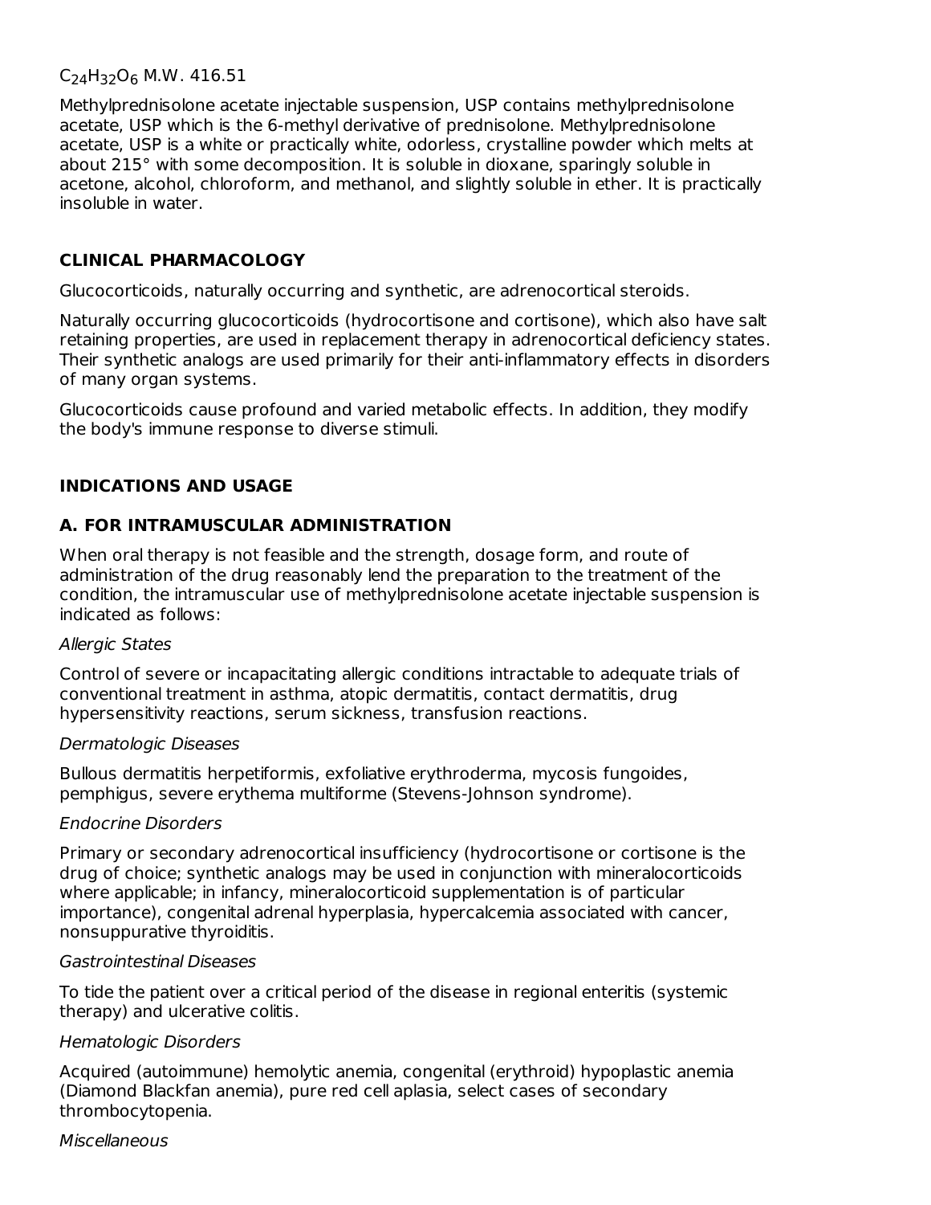$C_{24}H_{32}O_6$ M.W. 416.51

Methylprednisolone acetate injectable suspension, USP contains methylprednisolone acetate, USP which is the 6-methyl derivative of prednisolone. Methylprednisolone acetate, USP is a white or practically white, odorless, crystalline powder which melts at about 215° with some decomposition. It is soluble in dioxane, sparingly soluble in acetone, alcohol, chloroform, and methanol, and slightly soluble in ether. It is practically insoluble in water.

## CLINICAL PHARMACOLOGY

Glucocorticoids, naturally occurring and synthetic, are adrenocortical steroids.

Naturally occurring glucocorticoids (hydrocortisone and cortisone), which also have salt retaining properties, are used in replacement therapy in adrenocortical deficiency states. Their synthetic analogs are used primarily for their anti-inflammatory effects in disorders of many organ systems.

Glucocorticoids cause profound and varied metabolic effects. In addition, they modify the body's immune response to diverse stimuli.

## INDICATIONS AND USAGE

### A. FOR INTRAMUSCULAR ADMINISTRATION

When oral therapy is not feasible and the strength, dosage form, and route of administration of the drug reasonably lend the preparation to the treatment of the condition, the intramuscular use of methylprednisolone acetate injectable suspension is indicated as follows:

*Allergic States*

Control of severe or incapacitating allergic conditions intractable to adequate trials of conventional treatment in asthma, atopic dermatitis, contact dermatitis, drug hypersensitivity reactions, serum sickness, transfusion reactions.

*Dermatologic Diseases*

Bullous dermatitis herpetiformis, exfoliative erythroderma, mycosis fungoides, pemphigus, severe erythema multiforme (Stevens-Johnson syndrome).

*Endocrine Disorders*

Primary or secondary adrenocortical insufficiency (hydrocortisone or cortisone is the drug of choice; synthetic analogs may be used in conjunction with mineralocorticoids where applicable; in infancy, mineralocorticoid supplementation is of particular importance), congenital adrenal hyperplasia, hypercalcemia associated with cancer, nonsuppurative thyroiditis.

*Gastrointestinal Diseases*

To tide the patient over a critical period of the disease in regional enteritis (systemic therapy) and ulcerative colitis.

*Hematologic Disorders*

Acquired (autoimmune) hemolytic anemia, congenital (erythroid) hypoplastic anemia (Diamond Blackfan anemia), pure red cell aplasia, select cases of secondary thrombocytopenia.

*Miscellaneous*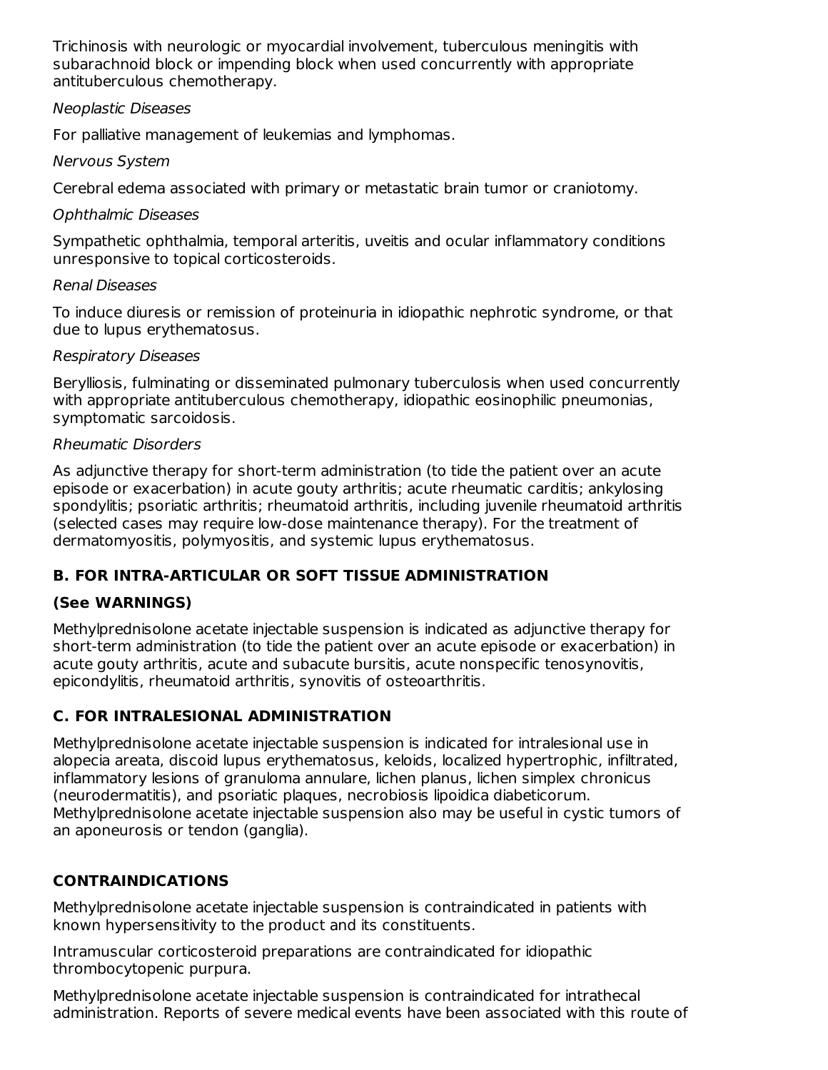Trichinosis with neurologic or myocardial involvement, tuberculous meningitis with subarachnoid block or impending block when used concurrently with appropriate antituberculous chemotherapy.

*Neoplastic Diseases*

For palliative management of leukemias and lymphomas.

*Nervous System*

Cerebral edema associated with primary or metastatic brain tumor or craniotomy.

*Ophthalmic Diseases*

Sympathetic ophthalmia, temporal arteritis, uveitis and ocular inflammatory conditions unresponsive to topical corticosteroids.

*Renal Diseases*

To induce diuresis or remission of proteinuria in idiopathic nephrotic syndrome, or that due to lupus erythematosus.

*Respiratory Diseases*

Berylliosis, fulminating or disseminated pulmonary tuberculosis when used concurrently with appropriate antituberculous chemotherapy, idiopathic eosinophilic pneumonias, symptomatic sarcoidosis.

*Rheumatic Disorders*

As adjunctive therapy for short-term administration (to tide the patient over an acute episode or exacerbation) in acute gouty arthritis; acute rheumatic carditis; ankylosing spondylitis; psoriatic arthritis; rheumatoid arthritis, including juvenile rheumatoid arthritis (selected cases may require low-dose maintenance therapy). For the treatment of dermatomyositis, polymyositis, and systemic lupus erythematosus.

### B. FOR INTRA-ARTICULAR OR SOFT TISSUE ADMINISTRATION

**(See WARNINGS)**

Methylprednisolone acetate injectable suspension is indicated as adjunctive therapy for short-term administration (to tide the patient over an acute episode or exacerbation) in acute gouty arthritis, acute and subacute bursitis, acute nonspecific tenosynovitis, epicondylitis, rheumatoid arthritis, synovitis of osteoarthritis.

### C. FOR INTRALESIONAL ADMINISTRATION

Methylprednisolone acetate injectable suspension is indicated for intralesional use in alopecia areata, discoid lupus erythematosus, keloids, localized hypertrophic, infiltrated, inflammatory lesions of granuloma annulare, lichen planus, lichen simplex chronicus (neurodermatitis), and psoriatic plaques, necrobiosis lipoidica diabeticorum. Methylprednisolone acetate injectable suspension also may be useful in cystic tumors of an aponeurosis or tendon (ganglia).

## CONTRAINDICATIONS

Methylprednisolone acetate injectable suspension is contraindicated in patients with known hypersensitivity to the product and its constituents.

Intramuscular corticosteroid preparations are contraindicated for idiopathic thrombocytopenic purpura.

Methylprednisolone acetate injectable suspension is contraindicated for intrathecal administration. Reports of severe medical events have been associated with this route of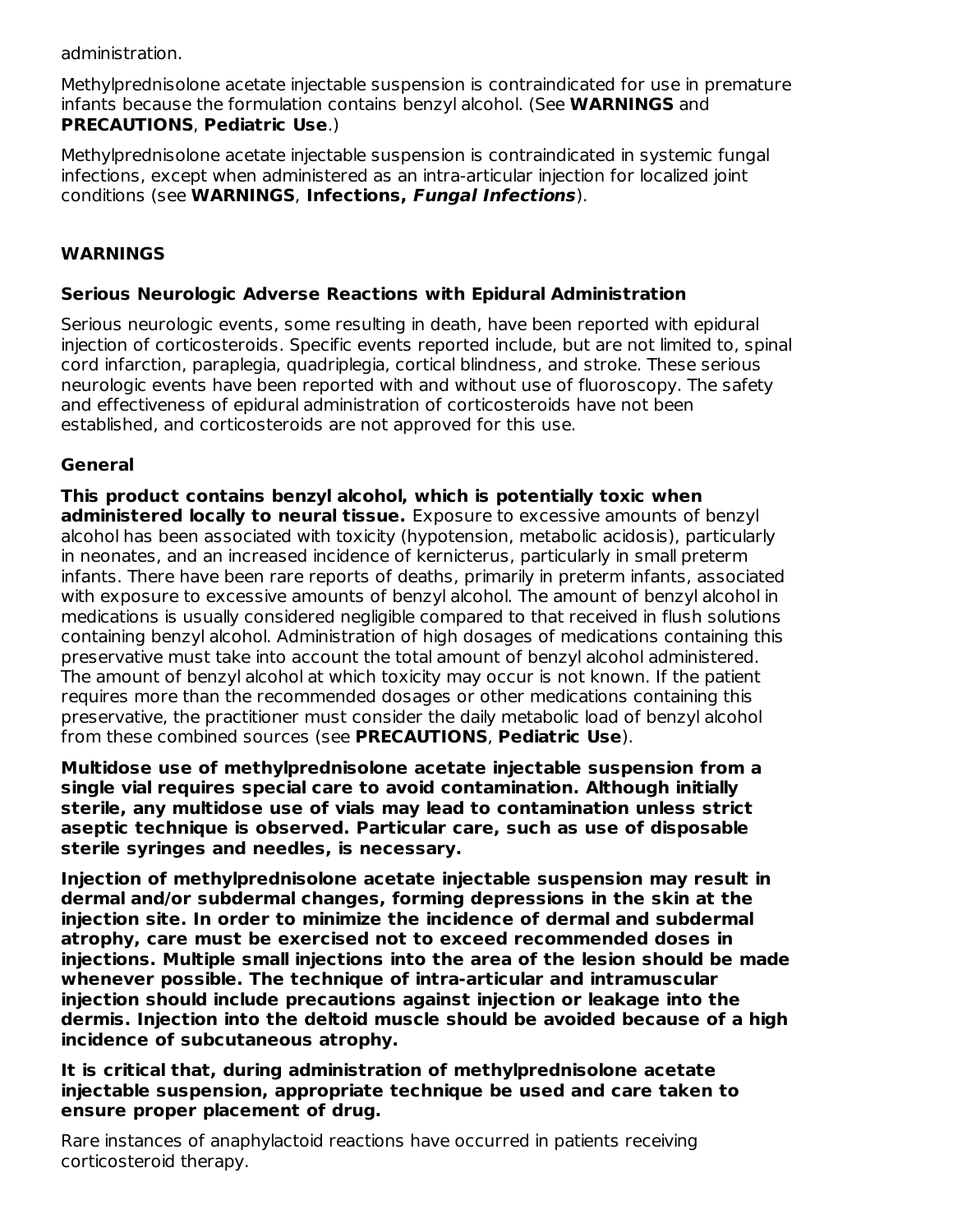administration.

Methylprednisolone acetate injectable suspension is contraindicated for use in premature infants because the formulation contains benzyl alcohol. (See **WARNINGS** and **PRECAUTIONS**, **Pediatric Use**.)

Methylprednisolone acetate injectable suspension is contraindicated in systemic fungal infections, except when administered as an intra-articular injection for localized joint conditions (see **WARNINGS**, **Infections, *Fungal Infections***).

## WARNINGS

### Serious Neurologic Adverse Reactions with Epidural Administration

Serious neurologic events, some resulting in death, have been reported with epidural injection of corticosteroids. Specific events reported include, but are not limited to, spinal cord infarction, paraplegia, quadriplegia, cortical blindness, and stroke. These serious neurologic events have been reported with and without use of fluoroscopy. The safety and effectiveness of epidural administration of corticosteroids have not been established, and corticosteroids are not approved for this use.

### General

**This product contains benzyl alcohol, which is potentially toxic when administered locally to neural tissue.** Exposure to excessive amounts of benzyl alcohol has been associated with toxicity (hypotension, metabolic acidosis), particularly in neonates, and an increased incidence of kernicterus, particularly in small preterm infants. There have been rare reports of deaths, primarily in preterm infants, associated with exposure to excessive amounts of benzyl alcohol. The amount of benzyl alcohol in medications is usually considered negligible compared to that received in flush solutions containing benzyl alcohol. Administration of high dosages of medications containing this preservative must take into account the total amount of benzyl alcohol administered. The amount of benzyl alcohol at which toxicity may occur is not known. If the patient requires more than the recommended dosages or other medications containing this preservative, the practitioner must consider the daily metabolic load of benzyl alcohol from these combined sources (see **PRECAUTIONS**, **Pediatric Use**).

**Multidose use of methylprednisolone acetate injectable suspension from a single vial requires special care to avoid contamination. Although initially sterile, any multidose use of vials may lead to contamination unless strict aseptic technique is observed. Particular care, such as use of disposable sterile syringes and needles, is necessary.**

**Injection of methylprednisolone acetate injectable suspension may result in dermal and/or subdermal changes, forming depressions in the skin at the injection site. In order to minimize the incidence of dermal and subdermal atrophy, care must be exercised not to exceed recommended doses in injections. Multiple small injections into the area of the lesion should be made whenever possible. The technique of intra-articular and intramuscular injection should include precautions against injection or leakage into the dermis. Injection into the deltoid muscle should be avoided because of a high incidence of subcutaneous atrophy.**

**It is critical that, during administration of methylprednisolone acetate injectable suspension, appropriate technique be used and care taken to ensure proper placement of drug.**

Rare instances of anaphylactoid reactions have occurred in patients receiving corticosteroid therapy.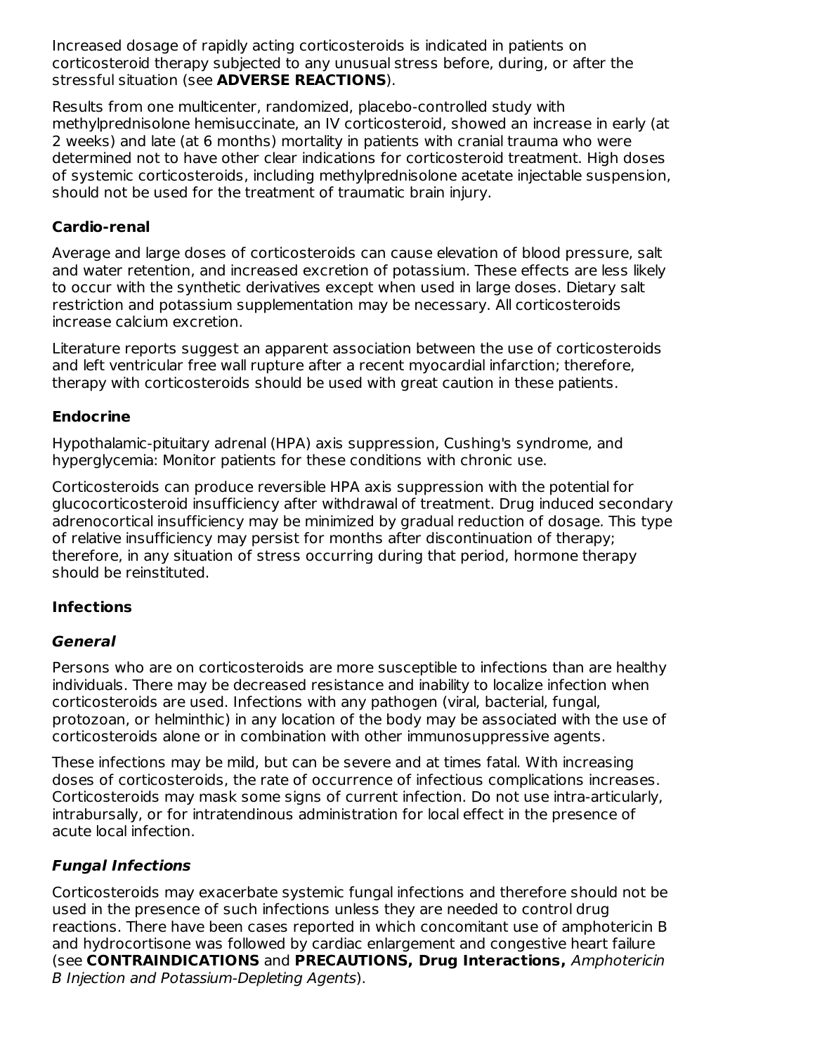Increased dosage of rapidly acting corticosteroids is indicated in patients on corticosteroid therapy subjected to any unusual stress before, during, or after the stressful situation (see **ADVERSE REACTIONS**).

Results from one multicenter, randomized, placebo-controlled study with methylprednisolone hemisuccinate, an IV corticosteroid, showed an increase in early (at 2 weeks) and late (at 6 months) mortality in patients with cranial trauma who were determined not to have other clear indications for corticosteroid treatment. High doses of systemic corticosteroids, including methylprednisolone acetate injectable suspension, should not be used for the treatment of traumatic brain injury.

### Cardio-renal

Average and large doses of corticosteroids can cause elevation of blood pressure, salt and water retention, and increased excretion of potassium. These effects are less likely to occur with the synthetic derivatives except when used in large doses. Dietary salt restriction and potassium supplementation may be necessary. All corticosteroids increase calcium excretion.

Literature reports suggest an apparent association between the use of corticosteroids and left ventricular free wall rupture after a recent myocardial infarction; therefore, therapy with corticosteroids should be used with great caution in these patients.

### Endocrine

Hypothalamic-pituitary adrenal (HPA) axis suppression, Cushing's syndrome, and hyperglycemia: Monitor patients for these conditions with chronic use.

Corticosteroids can produce reversible HPA axis suppression with the potential for glucocorticosteroid insufficiency after withdrawal of treatment. Drug induced secondary adrenocortical insufficiency may be minimized by gradual reduction of dosage. This type of relative insufficiency may persist for months after discontinuation of therapy; therefore, in any situation of stress occurring during that period, hormone therapy should be reinstituted.

### Infections

#### *General*

Persons who are on corticosteroids are more susceptible to infections than are healthy individuals. There may be decreased resistance and inability to localize infection when corticosteroids are used. Infections with any pathogen (viral, bacterial, fungal, protozoan, or helminthic) in any location of the body may be associated with the use of corticosteroids alone or in combination with other immunosuppressive agents.

These infections may be mild, but can be severe and at times fatal. With increasing doses of corticosteroids, the rate of occurrence of infectious complications increases. Corticosteroids may mask some signs of current infection. Do not use intra-articularly, intrabursally, or for intratendinous administration for local effect in the presence of acute local infection.

#### *Fungal Infections*

Corticosteroids may exacerbate systemic fungal infections and therefore should not be used in the presence of such infections unless they are needed to control drug reactions. There have been cases reported in which concomitant use of amphotericin B and hydrocortisone was followed by cardiac enlargement and congestive heart failure (see **CONTRAINDICATIONS** and **PRECAUTIONS, Drug Interactions,** *Amphotericin B Injection and Potassium-Depleting Agents*).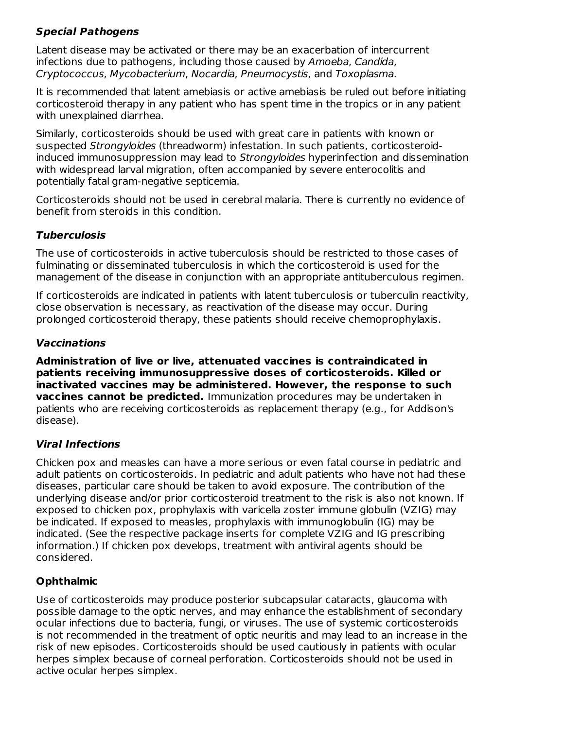#### ***Special Pathogens***

Latent disease may be activated or there may be an exacerbation of intercurrent infections due to pathogens, including those caused by *Amoeba*, *Candida*, *Cryptococcus*, *Mycobacterium*, *Nocardia*, *Pneumocystis*, and *Toxoplasma*.

It is recommended that latent amebiasis or active amebiasis be ruled out before initiating corticosteroid therapy in any patient who has spent time in the tropics or in any patient with unexplained diarrhea.

Similarly, corticosteroids should be used with great care in patients with known or suspected *Strongyloides* (threadworm) infestation. In such patients, corticosteroid-induced immunosuppression may lead to *Strongyloides* hyperinfection and dissemination with widespread larval migration, often accompanied by severe enterocolitis and potentially fatal gram-negative septicemia.

Corticosteroids should not be used in cerebral malaria. There is currently no evidence of benefit from steroids in this condition.

#### ***Tuberculosis***

The use of corticosteroids in active tuberculosis should be restricted to those cases of fulminating or disseminated tuberculosis in which the corticosteroid is used for the management of the disease in conjunction with an appropriate antituberculous regimen.

If corticosteroids are indicated in patients with latent tuberculosis or tuberculin reactivity, close observation is necessary, as reactivation of the disease may occur. During prolonged corticosteroid therapy, these patients should receive chemoprophylaxis.

#### ***Vaccinations***

**Administration of live or live, attenuated vaccines is contraindicated in patients receiving immunosuppressive doses of corticosteroids. Killed or inactivated vaccines may be administered. However, the response to such vaccines cannot be predicted.** Immunization procedures may be undertaken in patients who are receiving corticosteroids as replacement therapy (e.g., for Addison's disease).

#### ***Viral Infections***

Chicken pox and measles can have a more serious or even fatal course in pediatric and adult patients on corticosteroids. In pediatric and adult patients who have not had these diseases, particular care should be taken to avoid exposure. The contribution of the underlying disease and/or prior corticosteroid treatment to the risk is also not known. If exposed to chicken pox, prophylaxis with varicella zoster immune globulin (VZIG) may be indicated. If exposed to measles, prophylaxis with immunoglobulin (IG) may be indicated. (See the respective package inserts for complete VZIG and IG prescribing information.) If chicken pox develops, treatment with antiviral agents should be considered.

#### **Ophthalmic**

Use of corticosteroids may produce posterior subcapsular cataracts, glaucoma with possible damage to the optic nerves, and may enhance the establishment of secondary ocular infections due to bacteria, fungi, or viruses. The use of systemic corticosteroids is not recommended in the treatment of optic neuritis and may lead to an increase in the risk of new episodes. Corticosteroids should be used cautiously in patients with ocular herpes simplex because of corneal perforation. Corticosteroids should not be used in active ocular herpes simplex.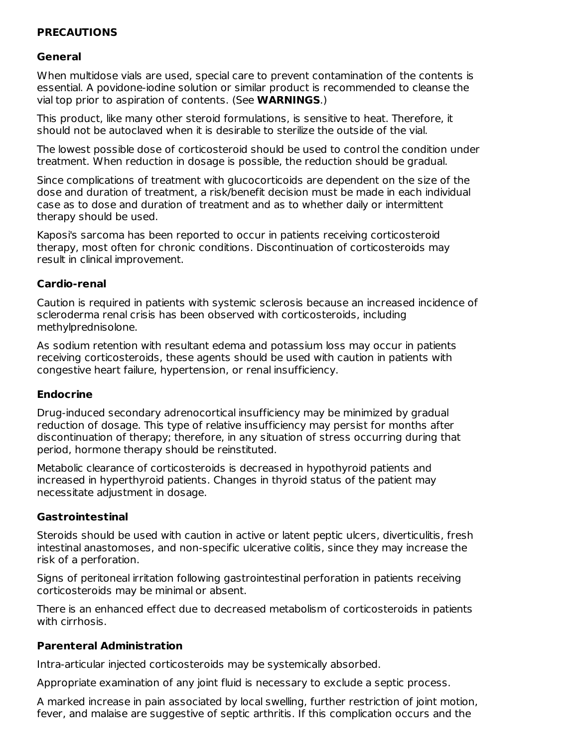## PRECAUTIONS

### General

When multidose vials are used, special care to prevent contamination of the contents is essential. A povidone-iodine solution or similar product is recommended to cleanse the vial top prior to aspiration of contents. (See **WARNINGS**.)

This product, like many other steroid formulations, is sensitive to heat. Therefore, it should not be autoclaved when it is desirable to sterilize the outside of the vial.

The lowest possible dose of corticosteroid should be used to control the condition under treatment. When reduction in dosage is possible, the reduction should be gradual.

Since complications of treatment with glucocorticoids are dependent on the size of the dose and duration of treatment, a risk/benefit decision must be made in each individual case as to dose and duration of treatment and as to whether daily or intermittent therapy should be used.

Kaposi's sarcoma has been reported to occur in patients receiving corticosteroid therapy, most often for chronic conditions. Discontinuation of corticosteroids may result in clinical improvement.

### Cardio-renal

Caution is required in patients with systemic sclerosis because an increased incidence of scleroderma renal crisis has been observed with corticosteroids, including methylprednisolone.

As sodium retention with resultant edema and potassium loss may occur in patients receiving corticosteroids, these agents should be used with caution in patients with congestive heart failure, hypertension, or renal insufficiency.

### Endocrine

Drug-induced secondary adrenocortical insufficiency may be minimized by gradual reduction of dosage. This type of relative insufficiency may persist for months after discontinuation of therapy; therefore, in any situation of stress occurring during that period, hormone therapy should be reinstituted.

Metabolic clearance of corticosteroids is decreased in hypothyroid patients and increased in hyperthyroid patients. Changes in thyroid status of the patient may necessitate adjustment in dosage.

### Gastrointestinal

Steroids should be used with caution in active or latent peptic ulcers, diverticulitis, fresh intestinal anastomoses, and non-specific ulcerative colitis, since they may increase the risk of a perforation.

Signs of peritoneal irritation following gastrointestinal perforation in patients receiving corticosteroids may be minimal or absent.

There is an enhanced effect due to decreased metabolism of corticosteroids in patients with cirrhosis.

### Parenteral Administration

Intra-articular injected corticosteroids may be systemically absorbed.

Appropriate examination of any joint fluid is necessary to exclude a septic process.

A marked increase in pain associated by local swelling, further restriction of joint motion, fever, and malaise are suggestive of septic arthritis. If this complication occurs and the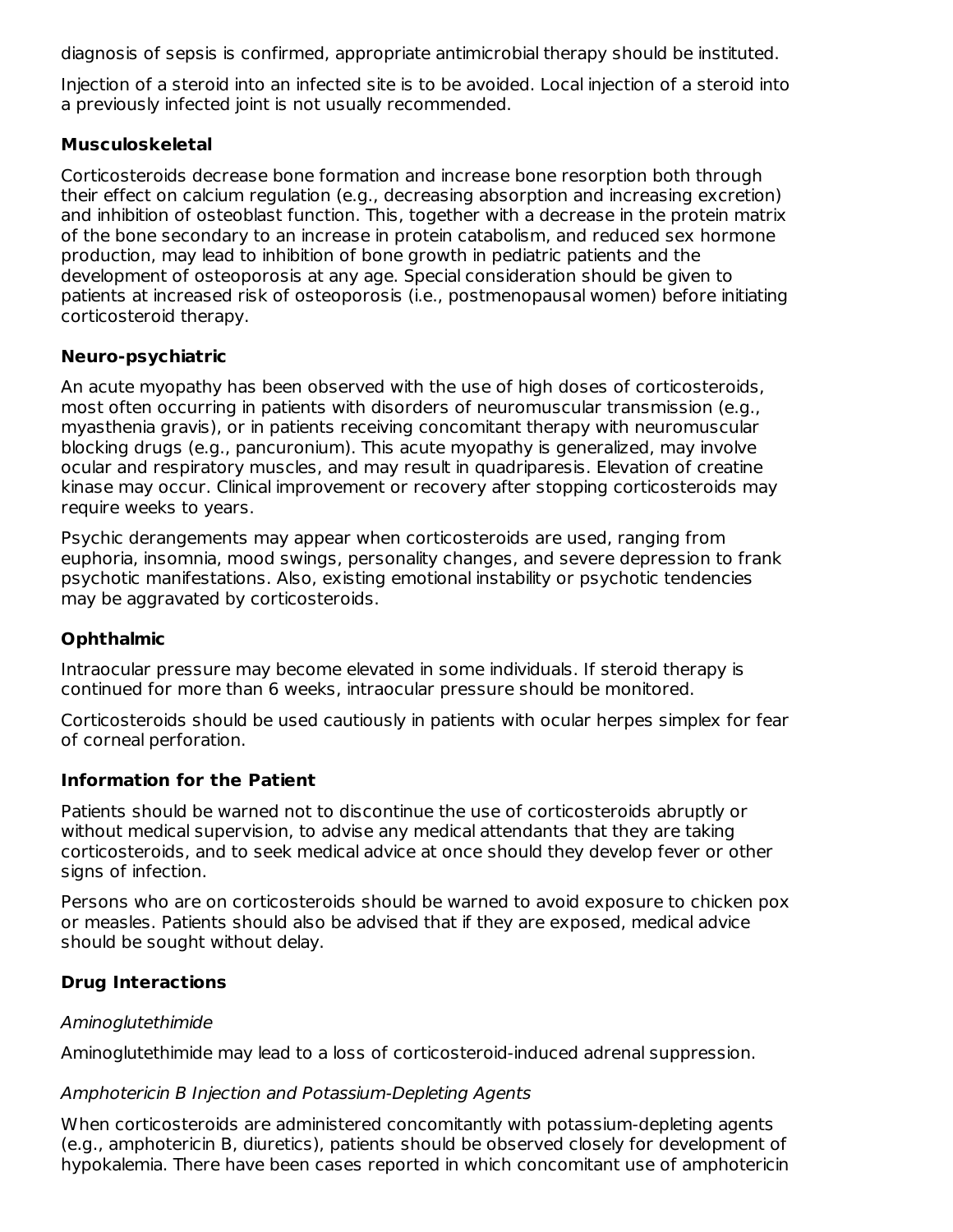diagnosis of sepsis is confirmed, appropriate antimicrobial therapy should be instituted.

Injection of a steroid into an infected site is to be avoided. Local injection of a steroid into a previously infected joint is not usually recommended.

**Musculoskeletal**

Corticosteroids decrease bone formation and increase bone resorption both through their effect on calcium regulation (e.g., decreasing absorption and increasing excretion) and inhibition of osteoblast function. This, together with a decrease in the protein matrix of the bone secondary to an increase in protein catabolism, and reduced sex hormone production, may lead to inhibition of bone growth in pediatric patients and the development of osteoporosis at any age. Special consideration should be given to patients at increased risk of osteoporosis (i.e., postmenopausal women) before initiating corticosteroid therapy.

**Neuro-psychiatric**

An acute myopathy has been observed with the use of high doses of corticosteroids, most often occurring in patients with disorders of neuromuscular transmission (e.g., myasthenia gravis), or in patients receiving concomitant therapy with neuromuscular blocking drugs (e.g., pancuronium). This acute myopathy is generalized, may involve ocular and respiratory muscles, and may result in quadriparesis. Elevation of creatine kinase may occur. Clinical improvement or recovery after stopping corticosteroids may require weeks to years.

Psychic derangements may appear when corticosteroids are used, ranging from euphoria, insomnia, mood swings, personality changes, and severe depression to frank psychotic manifestations. Also, existing emotional instability or psychotic tendencies may be aggravated by corticosteroids.

**Ophthalmic**

Intraocular pressure may become elevated in some individuals. If steroid therapy is continued for more than 6 weeks, intraocular pressure should be monitored.

Corticosteroids should be used cautiously in patients with ocular herpes simplex for fear of corneal perforation.

**Information for the Patient**

Patients should be warned not to discontinue the use of corticosteroids abruptly or without medical supervision, to advise any medical attendants that they are taking corticosteroids, and to seek medical advice at once should they develop fever or other signs of infection.

Persons who are on corticosteroids should be warned to avoid exposure to chicken pox or measles. Patients should also be advised that if they are exposed, medical advice should be sought without delay.

**Drug Interactions**

*Aminoglutethimide*

Aminoglutethimide may lead to a loss of corticosteroid-induced adrenal suppression.

*Amphotericin B Injection and Potassium-Depleting Agents*

When corticosteroids are administered concomitantly with potassium-depleting agents (e.g., amphotericin B, diuretics), patients should be observed closely for development of hypokalemia. There have been cases reported in which concomitant use of amphotericin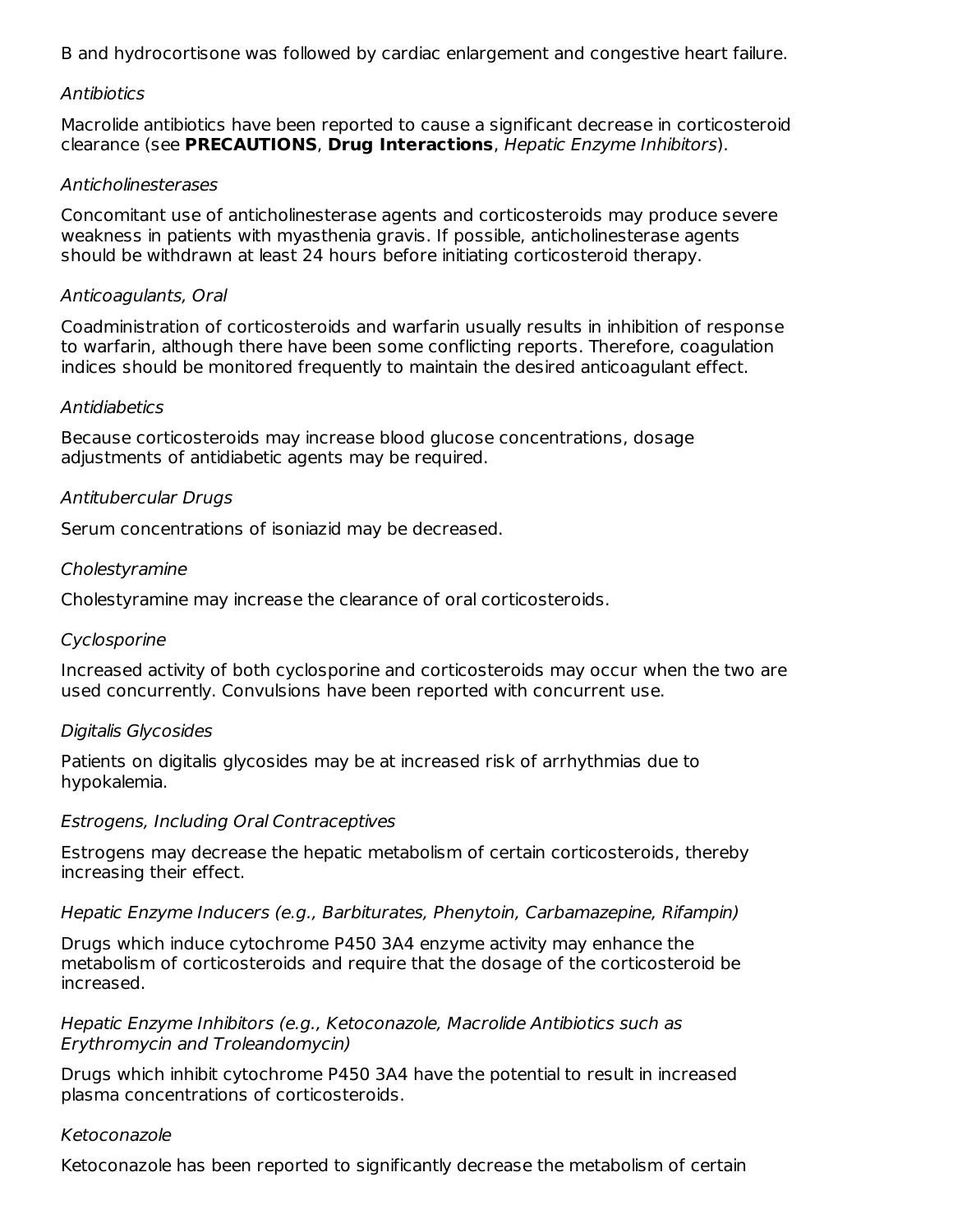B and hydrocortisone was followed by cardiac enlargement and congestive heart failure.

*Antibiotics*

Macrolide antibiotics have been reported to cause a significant decrease in corticosteroid clearance (see **PRECAUTIONS**, **Drug Interactions**, *Hepatic Enzyme Inhibitors*).

*Anticholinesterases*

Concomitant use of anticholinesterase agents and corticosteroids may produce severe weakness in patients with myasthenia gravis. If possible, anticholinesterase agents should be withdrawn at least 24 hours before initiating corticosteroid therapy.

*Anticoagulants, Oral*

Coadministration of corticosteroids and warfarin usually results in inhibition of response to warfarin, although there have been some conflicting reports. Therefore, coagulation indices should be monitored frequently to maintain the desired anticoagulant effect.

*Antidiabetics*

Because corticosteroids may increase blood glucose concentrations, dosage adjustments of antidiabetic agents may be required.

*Antitubercular Drugs*

Serum concentrations of isoniazid may be decreased.

*Cholestyramine*

Cholestyramine may increase the clearance of oral corticosteroids.

*Cyclosporine*

Increased activity of both cyclosporine and corticosteroids may occur when the two are used concurrently. Convulsions have been reported with concurrent use.

*Digitalis Glycosides*

Patients on digitalis glycosides may be at increased risk of arrhythmias due to hypokalemia.

*Estrogens, Including Oral Contraceptives*

Estrogens may decrease the hepatic metabolism of certain corticosteroids, thereby increasing their effect.

*Hepatic Enzyme Inducers (e.g., Barbiturates, Phenytoin, Carbamazepine, Rifampin)*

Drugs which induce cytochrome P450 3A4 enzyme activity may enhance the metabolism of corticosteroids and require that the dosage of the corticosteroid be increased.

*Hepatic Enzyme Inhibitors (e.g., Ketoconazole, Macrolide Antibiotics such as Erythromycin and Troleandomycin)*

Drugs which inhibit cytochrome P450 3A4 have the potential to result in increased plasma concentrations of corticosteroids.

*Ketoconazole*

Ketoconazole has been reported to significantly decrease the metabolism of certain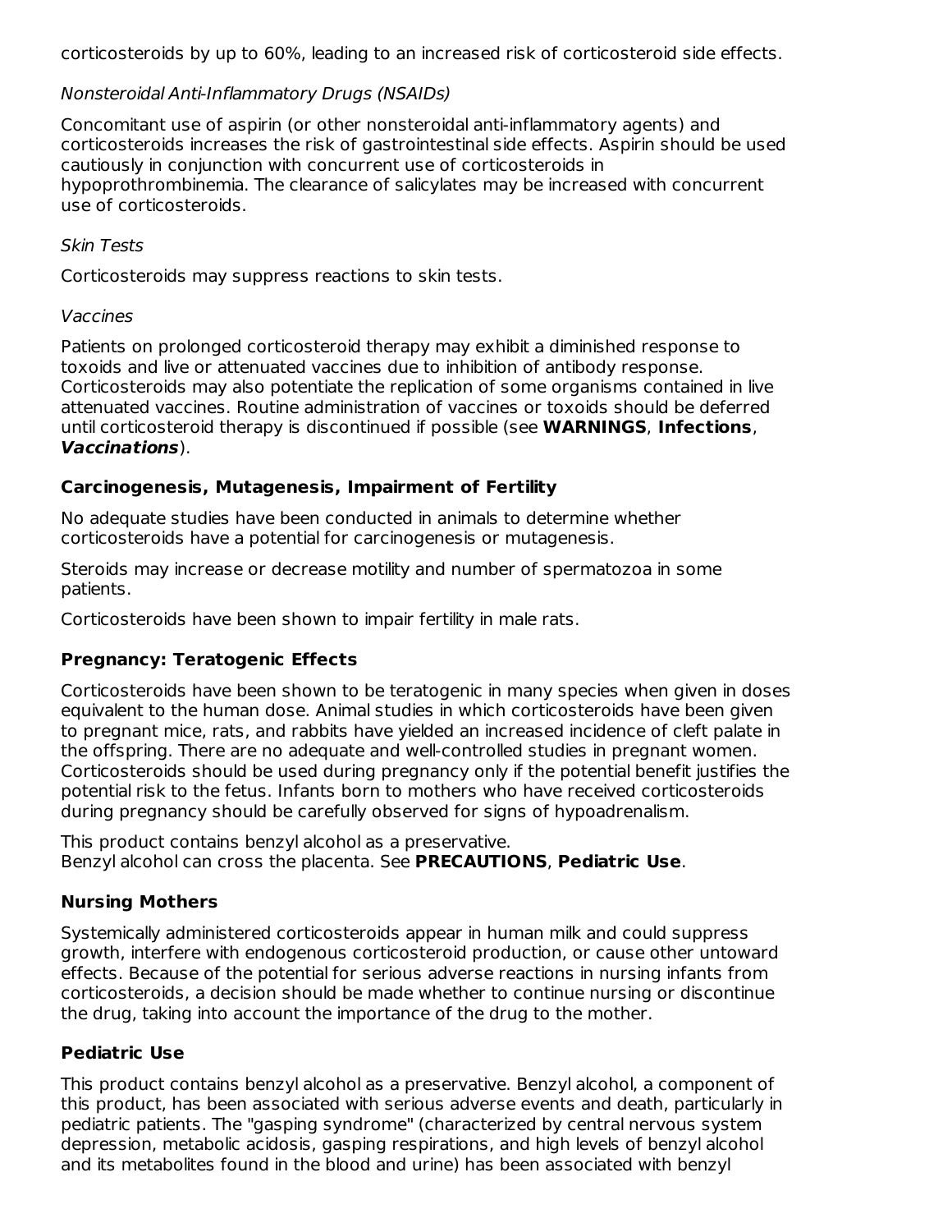corticosteroids by up to 60%, leading to an increased risk of corticosteroid side effects.

*Nonsteroidal Anti-Inflammatory Drugs (NSAIDs)*

Concomitant use of aspirin (or other nonsteroidal anti-inflammatory agents) and corticosteroids increases the risk of gastrointestinal side effects. Aspirin should be used cautiously in conjunction with concurrent use of corticosteroids in hypoprothrombinemia. The clearance of salicylates may be increased with concurrent use of corticosteroids.

*Skin Tests*

Corticosteroids may suppress reactions to skin tests.

*Vaccines*

Patients on prolonged corticosteroid therapy may exhibit a diminished response to toxoids and live or attenuated vaccines due to inhibition of antibody response. Corticosteroids may also potentiate the replication of some organisms contained in live attenuated vaccines. Routine administration of vaccines or toxoids should be deferred until corticosteroid therapy is discontinued if possible (see **WARNINGS**, **Infections**, ***Vaccinations***).

### Carcinogenesis, Mutagenesis, Impairment of Fertility

No adequate studies have been conducted in animals to determine whether corticosteroids have a potential for carcinogenesis or mutagenesis.

Steroids may increase or decrease motility and number of spermatozoa in some patients.

Corticosteroids have been shown to impair fertility in male rats.

### Pregnancy: Teratogenic Effects

Corticosteroids have been shown to be teratogenic in many species when given in doses equivalent to the human dose. Animal studies in which corticosteroids have been given to pregnant mice, rats, and rabbits have yielded an increased incidence of cleft palate in the offspring. There are no adequate and well-controlled studies in pregnant women. Corticosteroids should be used during pregnancy only if the potential benefit justifies the potential risk to the fetus. Infants born to mothers who have received corticosteroids during pregnancy should be carefully observed for signs of hypoadrenalism.

This product contains benzyl alcohol as a preservative.
Benzyl alcohol can cross the placenta. See **PRECAUTIONS**, **Pediatric Use**.

### Nursing Mothers

Systemically administered corticosteroids appear in human milk and could suppress growth, interfere with endogenous corticosteroid production, or cause other untoward effects. Because of the potential for serious adverse reactions in nursing infants from corticosteroids, a decision should be made whether to continue nursing or discontinue the drug, taking into account the importance of the drug to the mother.

### Pediatric Use

This product contains benzyl alcohol as a preservative. Benzyl alcohol, a component of this product, has been associated with serious adverse events and death, particularly in pediatric patients. The "gasping syndrome" (characterized by central nervous system depression, metabolic acidosis, gasping respirations, and high levels of benzyl alcohol and its metabolites found in the blood and urine) has been associated with benzyl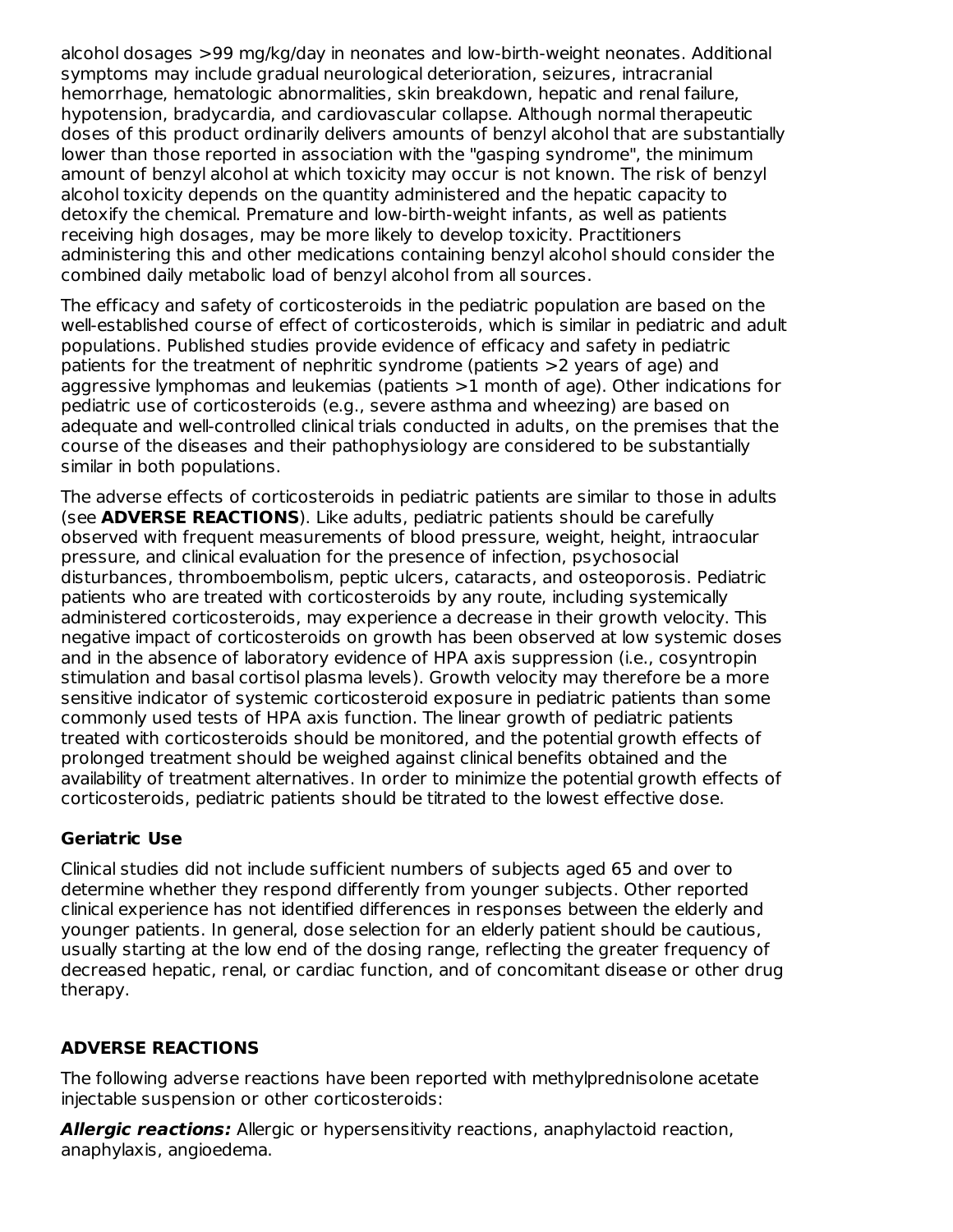alcohol dosages >99 mg/kg/day in neonates and low-birth-weight neonates. Additional symptoms may include gradual neurological deterioration, seizures, intracranial hemorrhage, hematologic abnormalities, skin breakdown, hepatic and renal failure, hypotension, bradycardia, and cardiovascular collapse. Although normal therapeutic doses of this product ordinarily delivers amounts of benzyl alcohol that are substantially lower than those reported in association with the "gasping syndrome", the minimum amount of benzyl alcohol at which toxicity may occur is not known. The risk of benzyl alcohol toxicity depends on the quantity administered and the hepatic capacity to detoxify the chemical. Premature and low-birth-weight infants, as well as patients receiving high dosages, may be more likely to develop toxicity. Practitioners administering this and other medications containing benzyl alcohol should consider the combined daily metabolic load of benzyl alcohol from all sources.

The efficacy and safety of corticosteroids in the pediatric population are based on the well-established course of effect of corticosteroids, which is similar in pediatric and adult populations. Published studies provide evidence of efficacy and safety in pediatric patients for the treatment of nephritic syndrome (patients >2 years of age) and aggressive lymphomas and leukemias (patients >1 month of age). Other indications for pediatric use of corticosteroids (e.g., severe asthma and wheezing) are based on adequate and well-controlled clinical trials conducted in adults, on the premises that the course of the diseases and their pathophysiology are considered to be substantially similar in both populations.

The adverse effects of corticosteroids in pediatric patients are similar to those in adults (see **ADVERSE REACTIONS**). Like adults, pediatric patients should be carefully observed with frequent measurements of blood pressure, weight, height, intraocular pressure, and clinical evaluation for the presence of infection, psychosocial disturbances, thromboembolism, peptic ulcers, cataracts, and osteoporosis. Pediatric patients who are treated with corticosteroids by any route, including systemically administered corticosteroids, may experience a decrease in their growth velocity. This negative impact of corticosteroids on growth has been observed at low systemic doses and in the absence of laboratory evidence of HPA axis suppression (i.e., cosyntropin stimulation and basal cortisol plasma levels). Growth velocity may therefore be a more sensitive indicator of systemic corticosteroid exposure in pediatric patients than some commonly used tests of HPA axis function. The linear growth of pediatric patients treated with corticosteroids should be monitored, and the potential growth effects of prolonged treatment should be weighed against clinical benefits obtained and the availability of treatment alternatives. In order to minimize the potential growth effects of corticosteroids, pediatric patients should be titrated to the lowest effective dose.

### Geriatric Use

Clinical studies did not include sufficient numbers of subjects aged 65 and over to determine whether they respond differently from younger subjects. Other reported clinical experience has not identified differences in responses between the elderly and younger patients. In general, dose selection for an elderly patient should be cautious, usually starting at the low end of the dosing range, reflecting the greater frequency of decreased hepatic, renal, or cardiac function, and of concomitant disease or other drug therapy.

## ADVERSE REACTIONS

The following adverse reactions have been reported with methylprednisolone acetate injectable suspension or other corticosteroids:

***Allergic reactions:*** Allergic or hypersensitivity reactions, anaphylactoid reaction, anaphylaxis, angioedema.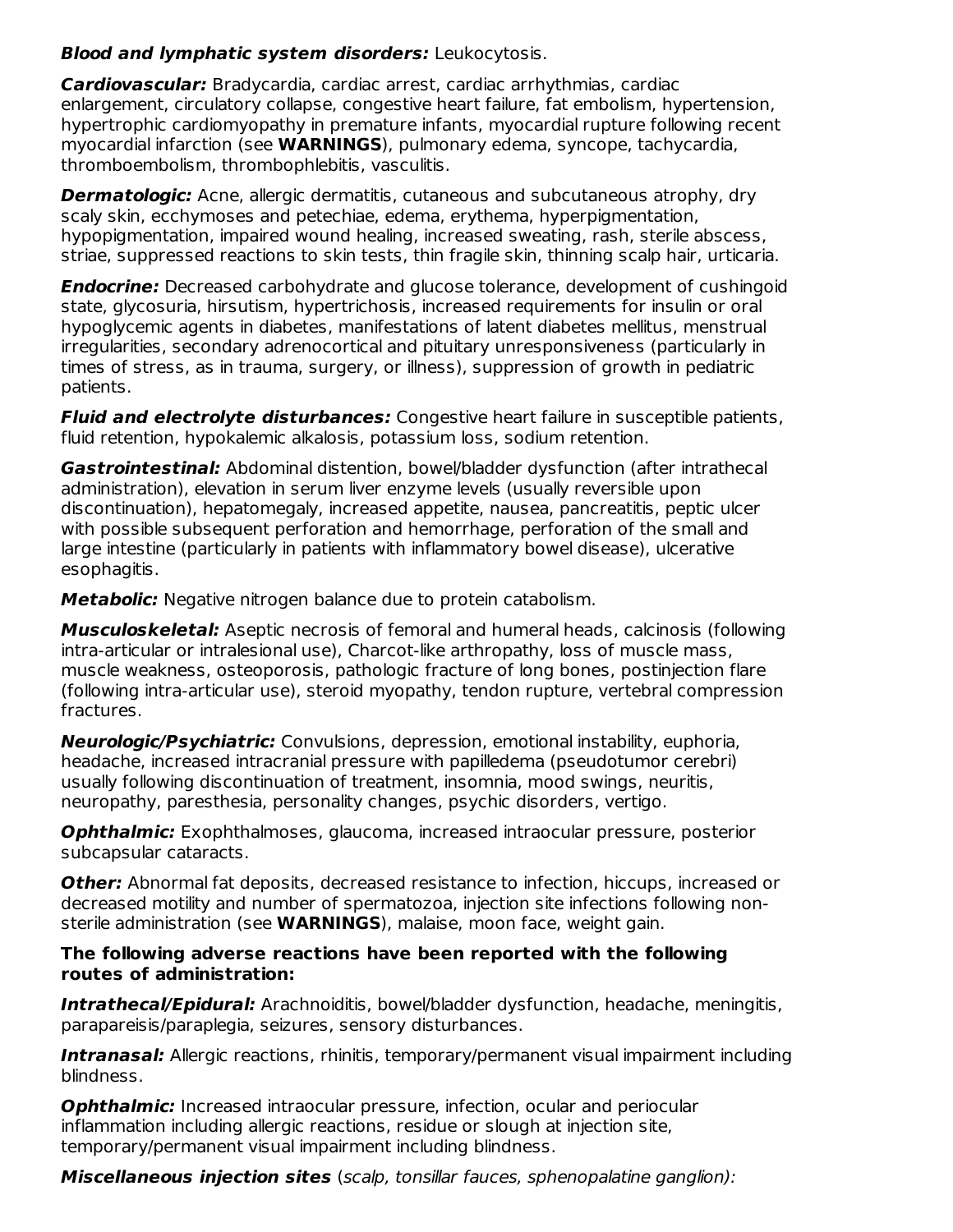***Blood and lymphatic system disorders:*** Leukocytosis.

***Cardiovascular:*** Bradycardia, cardiac arrest, cardiac arrhythmias, cardiac enlargement, circulatory collapse, congestive heart failure, fat embolism, hypertension, hypertrophic cardiomyopathy in premature infants, myocardial rupture following recent myocardial infarction (see **WARNINGS**), pulmonary edema, syncope, tachycardia, thromboembolism, thrombophlebitis, vasculitis.

***Dermatologic:*** Acne, allergic dermatitis, cutaneous and subcutaneous atrophy, dry scaly skin, ecchymoses and petechiae, edema, erythema, hyperpigmentation, hypopigmentation, impaired wound healing, increased sweating, rash, sterile abscess, striae, suppressed reactions to skin tests, thin fragile skin, thinning scalp hair, urticaria.

***Endocrine:*** Decreased carbohydrate and glucose tolerance, development of cushingoid state, glycosuria, hirsutism, hypertrichosis, increased requirements for insulin or oral hypoglycemic agents in diabetes, manifestations of latent diabetes mellitus, menstrual irregularities, secondary adrenocortical and pituitary unresponsiveness (particularly in times of stress, as in trauma, surgery, or illness), suppression of growth in pediatric patients.

***Fluid and electrolyte disturbances:*** Congestive heart failure in susceptible patients, fluid retention, hypokalemic alkalosis, potassium loss, sodium retention.

***Gastrointestinal:*** Abdominal distention, bowel/bladder dysfunction (after intrathecal administration), elevation in serum liver enzyme levels (usually reversible upon discontinuation), hepatomegaly, increased appetite, nausea, pancreatitis, peptic ulcer with possible subsequent perforation and hemorrhage, perforation of the small and large intestine (particularly in patients with inflammatory bowel disease), ulcerative esophagitis.

***Metabolic:*** Negative nitrogen balance due to protein catabolism.

***Musculoskeletal:*** Aseptic necrosis of femoral and humeral heads, calcinosis (following intra-articular or intralesional use), Charcot-like arthropathy, loss of muscle mass, muscle weakness, osteoporosis, pathologic fracture of long bones, postinjection flare (following intra-articular use), steroid myopathy, tendon rupture, vertebral compression fractures.

***Neurologic/Psychiatric:*** Convulsions, depression, emotional instability, euphoria, headache, increased intracranial pressure with papilledema (pseudotumor cerebri) usually following discontinuation of treatment, insomnia, mood swings, neuritis, neuropathy, paresthesia, personality changes, psychic disorders, vertigo.

***Ophthalmic:*** Exophthalmoses, glaucoma, increased intraocular pressure, posterior subcapsular cataracts.

***Other:*** Abnormal fat deposits, decreased resistance to infection, hiccups, increased or decreased motility and number of spermatozoa, injection site infections following non-sterile administration (see **WARNINGS**), malaise, moon face, weight gain.

**The following adverse reactions have been reported with the following routes of administration:**

***Intrathecal/Epidural:*** Arachnoiditis, bowel/bladder dysfunction, headache, meningitis, parapareisis/paraplegia, seizures, sensory disturbances.

***Intranasal:*** Allergic reactions, rhinitis, temporary/permanent visual impairment including blindness.

***Ophthalmic:*** Increased intraocular pressure, infection, ocular and periocular inflammation including allergic reactions, residue or slough at injection site, temporary/permanent visual impairment including blindness.

***Miscellaneous injection sites*** (*scalp, tonsillar fauces, sphenopalatine ganglion):*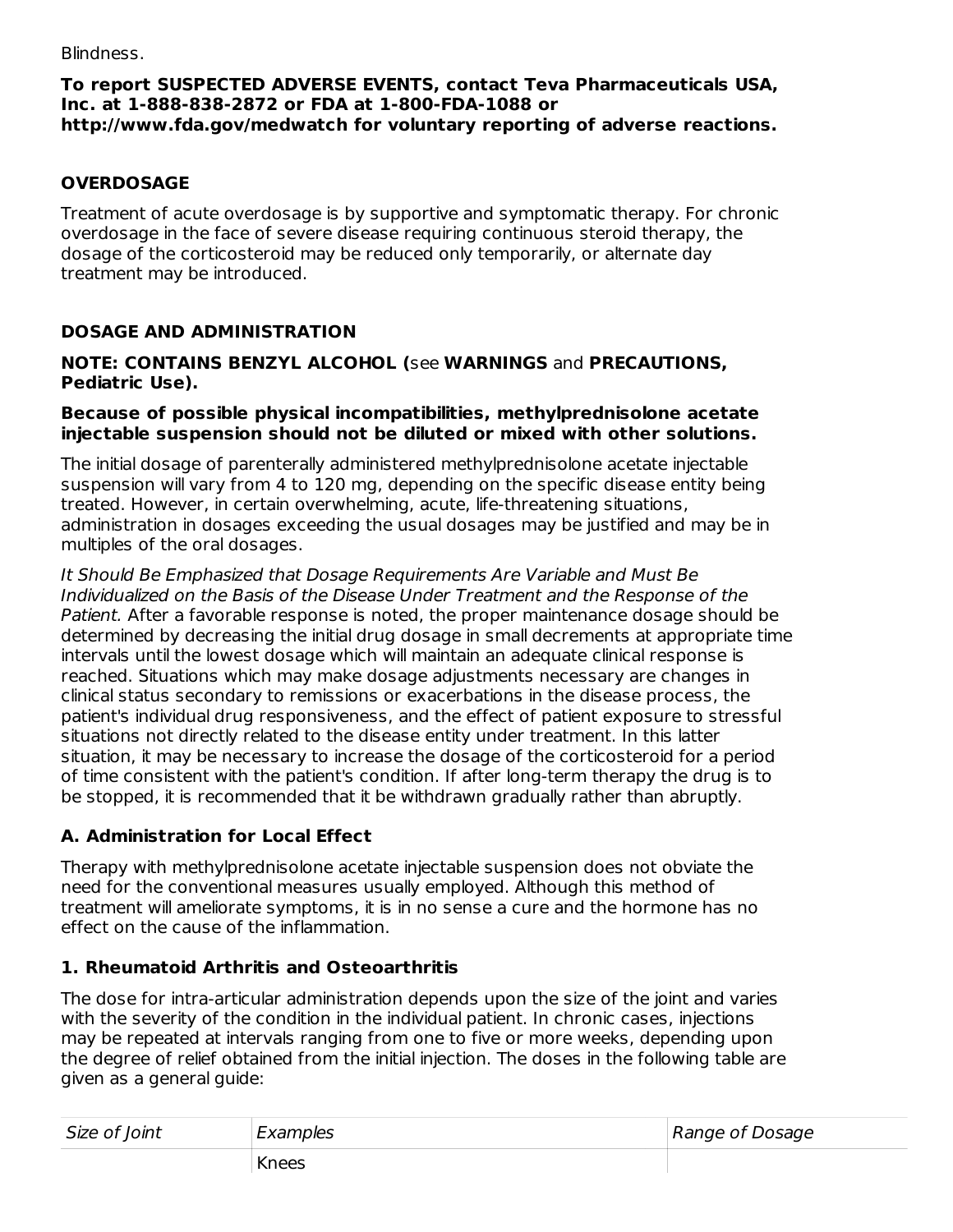Blindness.

**To report SUSPECTED ADVERSE EVENTS, contact Teva Pharmaceuticals USA, Inc. at 1-888-838-2872 or FDA at 1-800-FDA-1088 or http://www.fda.gov/medwatch for voluntary reporting of adverse reactions.**

## OVERDOSAGE

Treatment of acute overdosage is by supportive and symptomatic therapy. For chronic overdosage in the face of severe disease requiring continuous steroid therapy, the dosage of the corticosteroid may be reduced only temporarily, or alternate day treatment may be introduced.

## DOSAGE AND ADMINISTRATION

**NOTE: CONTAINS BENZYL ALCOHOL (**see **WARNINGS** and **PRECAUTIONS, Pediatric Use).**

**Because of possible physical incompatibilities, methylprednisolone acetate injectable suspension should not be diluted or mixed with other solutions.**

The initial dosage of parenterally administered methylprednisolone acetate injectable suspension will vary from 4 to 120 mg, depending on the specific disease entity being treated. However, in certain overwhelming, acute, life-threatening situations, administration in dosages exceeding the usual dosages may be justified and may be in multiples of the oral dosages.

*It Should Be Emphasized that Dosage Requirements Are Variable and Must Be Individualized on the Basis of the Disease Under Treatment and the Response of the Patient.* After a favorable response is noted, the proper maintenance dosage should be determined by decreasing the initial drug dosage in small decrements at appropriate time intervals until the lowest dosage which will maintain an adequate clinical response is reached. Situations which may make dosage adjustments necessary are changes in clinical status secondary to remissions or exacerbations in the disease process, the patient's individual drug responsiveness, and the effect of patient exposure to stressful situations not directly related to the disease entity under treatment. In this latter situation, it may be necessary to increase the dosage of the corticosteroid for a period of time consistent with the patient's condition. If after long-term therapy the drug is to be stopped, it is recommended that it be withdrawn gradually rather than abruptly.

### A. Administration for Local Effect

Therapy with methylprednisolone acetate injectable suspension does not obviate the need for the conventional measures usually employed. Although this method of treatment will ameliorate symptoms, it is in no sense a cure and the hormone has no effect on the cause of the inflammation.

### 1. Rheumatoid Arthritis and Osteoarthritis

The dose for intra-articular administration depends upon the size of the joint and varies with the severity of the condition in the individual patient. In chronic cases, injections may be repeated at intervals ranging from one to five or more weeks, depending upon the degree of relief obtained from the initial injection. The doses in the following table are given as a general guide:

| *Size of Joint* | *Examples* | *Range of Dosage* |
|---|---|---|
| | Knees | |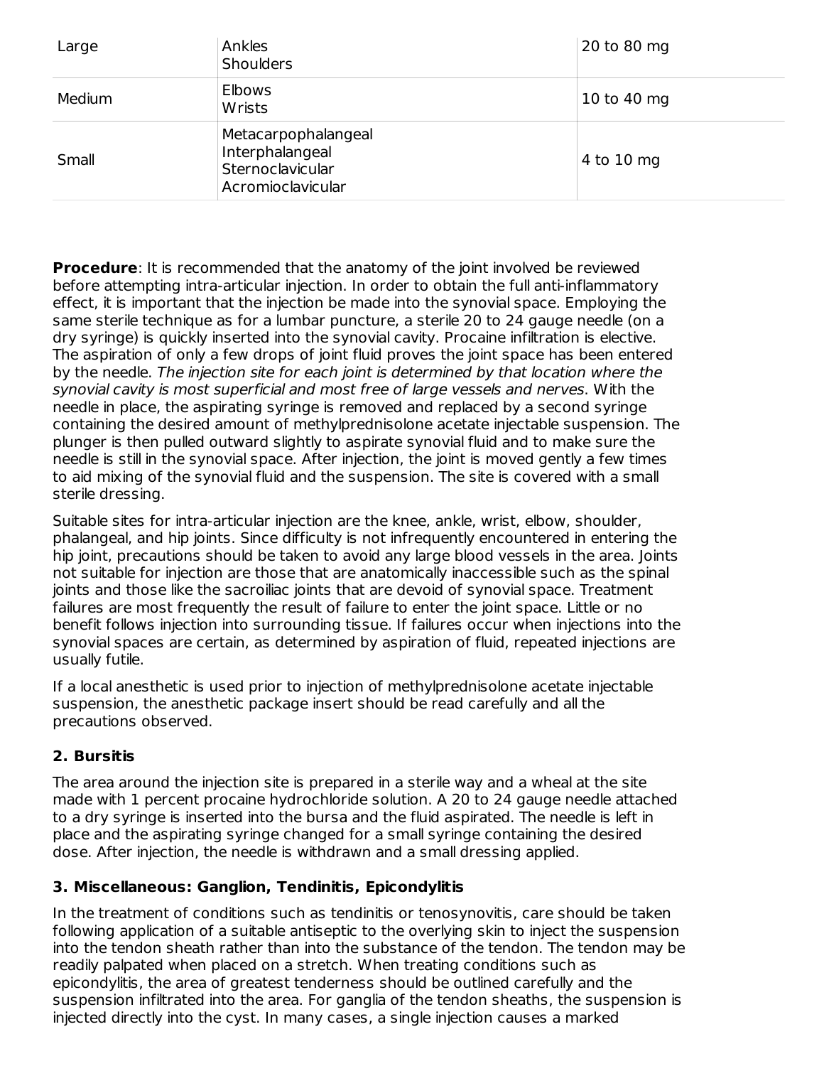| Large | Ankles<br>Shoulders | 20 to 80 mg |
| --- | --- | --- |
| Medium | Elbows<br>Wrists | 10 to 40 mg |
| Small | Metacarpophalangeal<br>Interphalangeal<br>Sternoclavicular<br>Acromioclavicular | 4 to 10 mg |

**Procedure**: It is recommended that the anatomy of the joint involved be reviewed before attempting intra-articular injection. In order to obtain the full anti-inflammatory effect, it is important that the injection be made into the synovial space. Employing the same sterile technique as for a lumbar puncture, a sterile 20 to 24 gauge needle (on a dry syringe) is quickly inserted into the synovial cavity. Procaine infiltration is elective. The aspiration of only a few drops of joint fluid proves the joint space has been entered by the needle. *The injection site for each joint is determined by that location where the synovial cavity is most superficial and most free of large vessels and nerves*. With the needle in place, the aspirating syringe is removed and replaced by a second syringe containing the desired amount of methylprednisolone acetate injectable suspension. The plunger is then pulled outward slightly to aspirate synovial fluid and to make sure the needle is still in the synovial space. After injection, the joint is moved gently a few times to aid mixing of the synovial fluid and the suspension. The site is covered with a small sterile dressing.

Suitable sites for intra-articular injection are the knee, ankle, wrist, elbow, shoulder, phalangeal, and hip joints. Since difficulty is not infrequently encountered in entering the hip joint, precautions should be taken to avoid any large blood vessels in the area. Joints not suitable for injection are those that are anatomically inaccessible such as the spinal joints and those like the sacroiliac joints that are devoid of synovial space. Treatment failures are most frequently the result of failure to enter the joint space. Little or no benefit follows injection into surrounding tissue. If failures occur when injections into the synovial spaces are certain, as determined by aspiration of fluid, repeated injections are usually futile.

If a local anesthetic is used prior to injection of methylprednisolone acetate injectable suspension, the anesthetic package insert should be read carefully and all the precautions observed.

### 2. Bursitis

The area around the injection site is prepared in a sterile way and a wheal at the site made with 1 percent procaine hydrochloride solution. A 20 to 24 gauge needle attached to a dry syringe is inserted into the bursa and the fluid aspirated. The needle is left in place and the aspirating syringe changed for a small syringe containing the desired dose. After injection, the needle is withdrawn and a small dressing applied.

### 3. Miscellaneous: Ganglion, Tendinitis, Epicondylitis

In the treatment of conditions such as tendinitis or tenosynovitis, care should be taken following application of a suitable antiseptic to the overlying skin to inject the suspension into the tendon sheath rather than into the substance of the tendon. The tendon may be readily palpated when placed on a stretch. When treating conditions such as epicondylitis, the area of greatest tenderness should be outlined carefully and the suspension infiltrated into the area. For ganglia of the tendon sheaths, the suspension is injected directly into the cyst. In many cases, a single injection causes a marked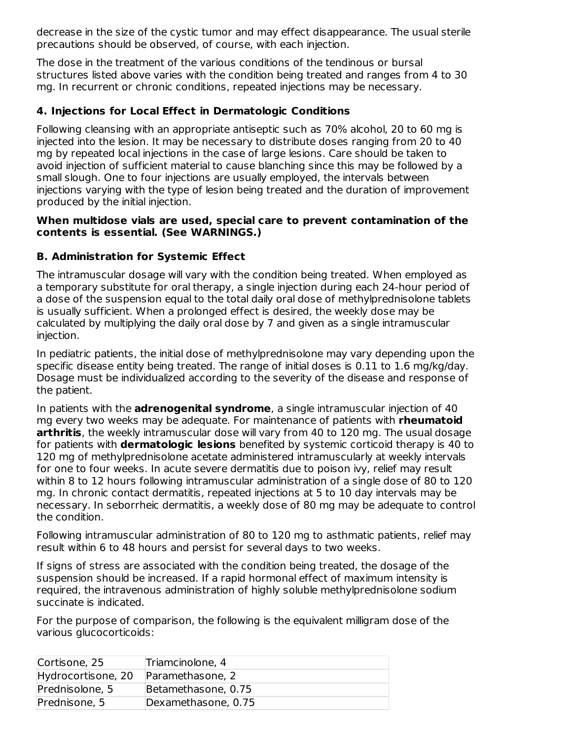decrease in the size of the cystic tumor and may effect disappearance. The usual sterile precautions should be observed, of course, with each injection.

The dose in the treatment of the various conditions of the tendinous or bursal structures listed above varies with the condition being treated and ranges from 4 to 30 mg. In recurrent or chronic conditions, repeated injections may be necessary.

### 4. Injections for Local Effect in Dermatologic Conditions

Following cleansing with an appropriate antiseptic such as 70% alcohol, 20 to 60 mg is injected into the lesion. It may be necessary to distribute doses ranging from 20 to 40 mg by repeated local injections in the case of large lesions. Care should be taken to avoid injection of sufficient material to cause blanching since this may be followed by a small slough. One to four injections are usually employed, the intervals between injections varying with the type of lesion being treated and the duration of improvement produced by the initial injection.

**When multidose vials are used, special care to prevent contamination of the contents is essential. (See WARNINGS.)**

### B. Administration for Systemic Effect

The intramuscular dosage will vary with the condition being treated. When employed as a temporary substitute for oral therapy, a single injection during each 24-hour period of a dose of the suspension equal to the total daily oral dose of methylprednisolone tablets is usually sufficient. When a prolonged effect is desired, the weekly dose may be calculated by multiplying the daily oral dose by 7 and given as a single intramuscular injection.

In pediatric patients, the initial dose of methylprednisolone may vary depending upon the specific disease entity being treated. The range of initial doses is 0.11 to 1.6 mg/kg/day. Dosage must be individualized according to the severity of the disease and response of the patient.

In patients with the **adrenogenital syndrome**, a single intramuscular injection of 40 mg every two weeks may be adequate. For maintenance of patients with **rheumatoid arthritis**, the weekly intramuscular dose will vary from 40 to 120 mg. The usual dosage for patients with **dermatologic lesions** benefited by systemic corticoid therapy is 40 to 120 mg of methylprednisolone acetate administered intramuscularly at weekly intervals for one to four weeks. In acute severe dermatitis due to poison ivy, relief may result within 8 to 12 hours following intramuscular administration of a single dose of 80 to 120 mg. In chronic contact dermatitis, repeated injections at 5 to 10 day intervals may be necessary. In seborrheic dermatitis, a weekly dose of 80 mg may be adequate to control the condition.

Following intramuscular administration of 80 to 120 mg to asthmatic patients, relief may result within 6 to 48 hours and persist for several days to two weeks.

If signs of stress are associated with the condition being treated, the dosage of the suspension should be increased. If a rapid hormonal effect of maximum intensity is required, the intravenous administration of highly soluble methylprednisolone sodium succinate is indicated.

For the purpose of comparison, the following is the equivalent milligram dose of the various glucocorticoids:

| | |
|---|---|
| Cortisone, 25 | Triamcinolone, 4 |
| Hydrocortisone, 20 | Paramethasone, 2 |
| Prednisolone, 5 | Betamethasone, 0.75 |
| Prednisone, 5 | Dexamethasone, 0.75 |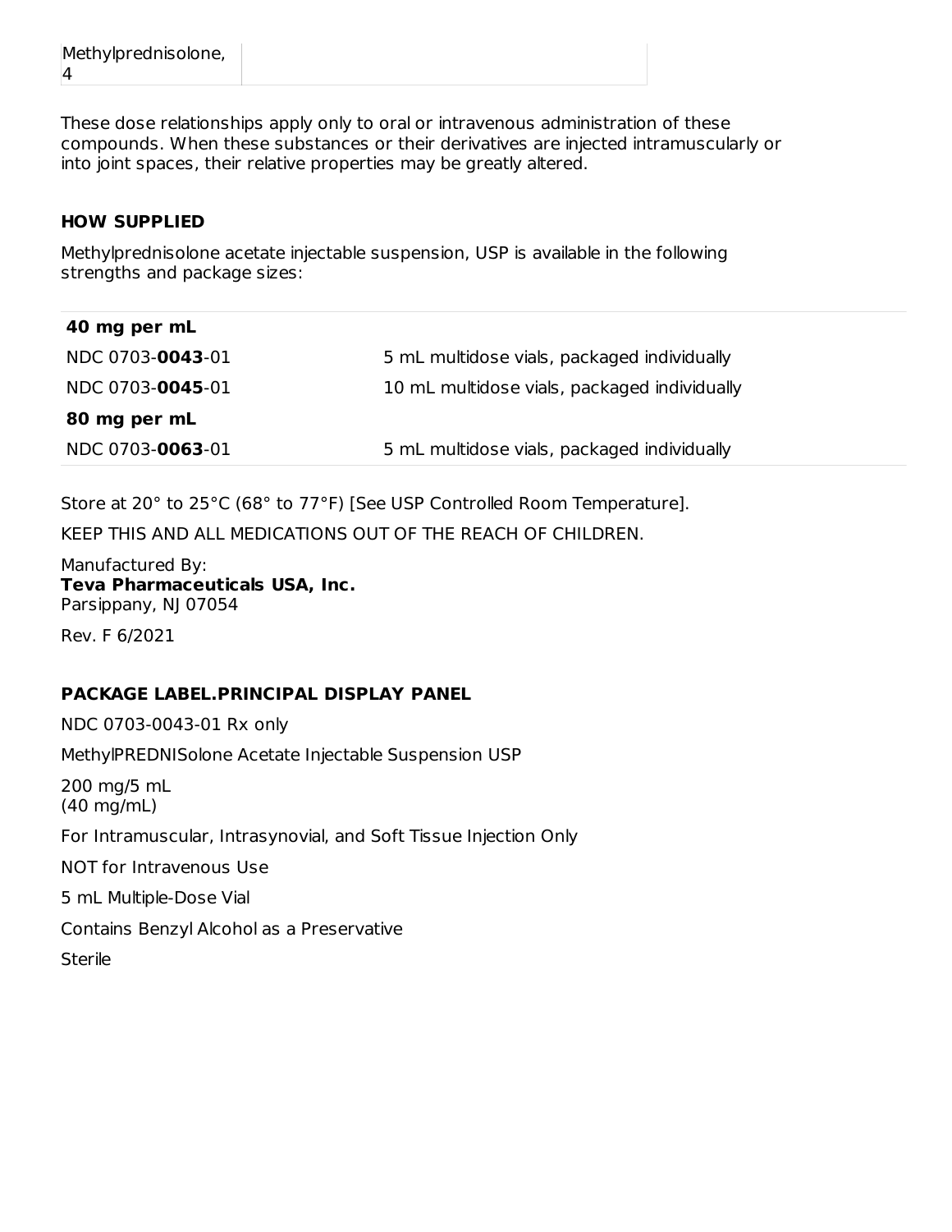| Methylprednisolone, 4 | |
|---|---|

These dose relationships apply only to oral or intravenous administration of these compounds. When these substances or their derivatives are injected intramuscularly or into joint spaces, their relative properties may be greatly altered.

## HOW SUPPLIED

Methylprednisolone acetate injectable suspension, USP is available in the following strengths and package sizes:

| **40 mg per mL** | |
|---|---|
| NDC 0703-**0043**-01 | 5 mL multidose vials, packaged individually |
| NDC 0703-**0045**-01 | 10 mL multidose vials, packaged individually |
| **80 mg per mL** | |
| NDC 0703-**0063**-01 | 5 mL multidose vials, packaged individually |

Store at 20° to 25°C (68° to 77°F) [See USP Controlled Room Temperature].

KEEP THIS AND ALL MEDICATIONS OUT OF THE REACH OF CHILDREN.

Manufactured By:
**Teva Pharmaceuticals USA, Inc.**
Parsippany, NJ 07054

Rev. F 6/2021

## PACKAGE LABEL.PRINCIPAL DISPLAY PANEL

NDC 0703-0043-01 Rx only

MethylPREDNISolone Acetate Injectable Suspension USP

200 mg/5 mL
(40 mg/mL)

For Intramuscular, Intrasynovial, and Soft Tissue Injection Only

NOT for Intravenous Use

5 mL Multiple-Dose Vial

Contains Benzyl Alcohol as a Preservative

Sterile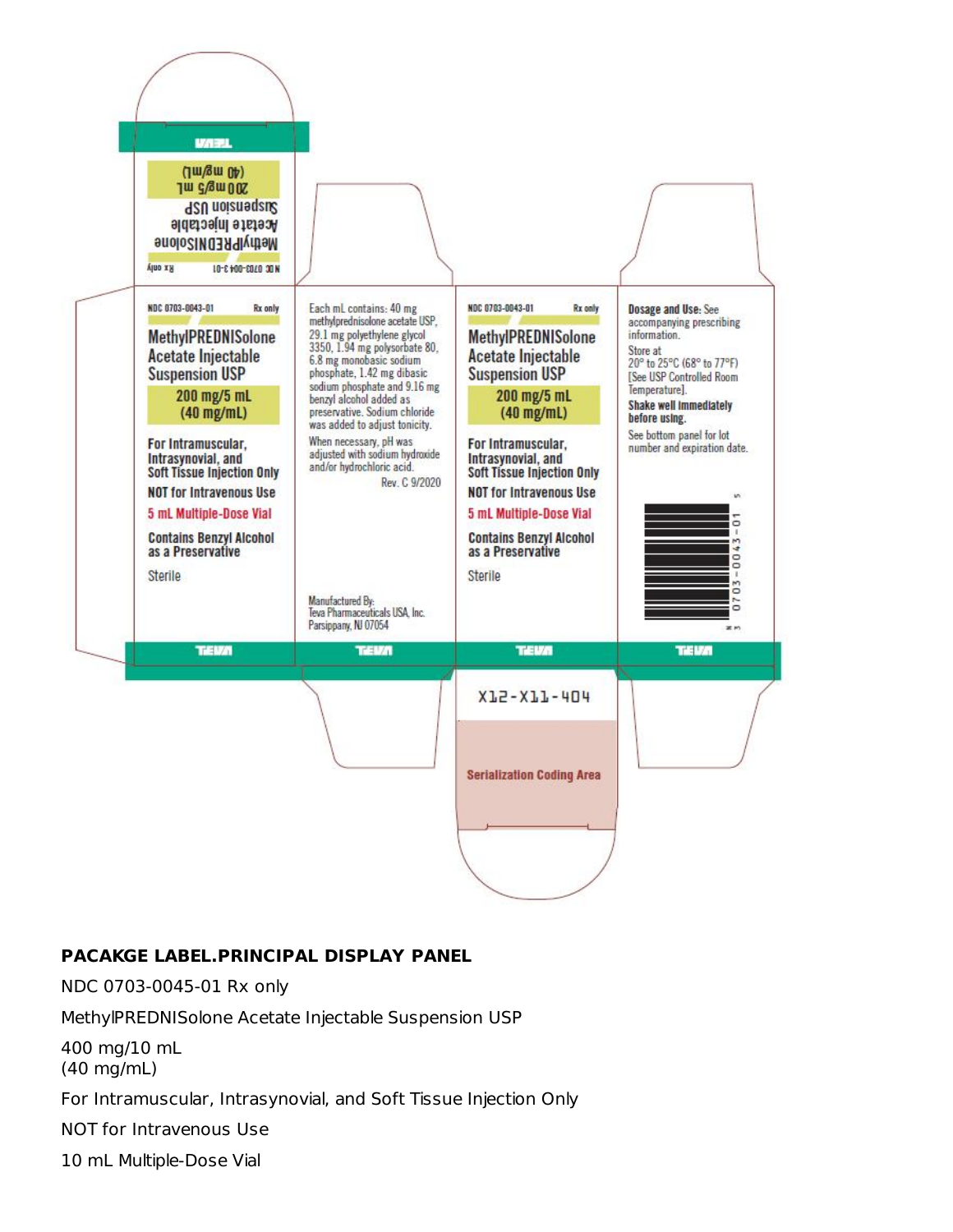NDC 0703-0043-01 Rx only

MethylPREDNISolone Acetate Injectable Suspension USP

200 mg/5 mL
(40 mg/mL)

TEVA

NDC 0703-0043-01 Rx only

MethylPREDNISolone Acetate Injectable Suspension USP

200 mg/5 mL
(40 mg/mL)

For Intramuscular, Intrasynovial, and Soft Tissue Injection Only

NOT for Intravenous Use

5 mL Multiple-Dose Vial

Contains Benzyl Alcohol as a Preservative

Sterile

TEVA

Each mL contains: 40 mg methylprednisolone acetate USP, 29.1 mg polyethylene glycol 3350, 1.94 mg polysorbate 80, 6.8 mg monobasic sodium phosphate, 1.42 mg dibasic sodium phosphate and 9.16 mg benzyl alcohol added as preservative. Sodium chloride was added to adjust tonicity.

When necessary, pH was adjusted with sodium hydroxide and/or hydrochloric acid.

Rev. C 9/2020

Manufactured By:
Teva Pharmaceuticals USA, Inc.
Parsippany, NJ 07054

TEVA

NDC 0703-0043-01 Rx only

MethylPREDNISolone Acetate Injectable Suspension USP

200 mg/5 mL
(40 mg/mL)

For Intramuscular, Intrasynovial, and Soft Tissue Injection Only

NOT for Intravenous Use

5 mL Multiple-Dose Vial

Contains Benzyl Alcohol as a Preservative

Sterile

TEVA

X12-X11-404

Serialization Coding Area

**Dosage and Use:** See accompanying prescribing information.

Store at 20° to 25°C (68° to 77°F) [See USP Controlled Room Temperature].

**Shake well immediately before using.**

See bottom panel for lot number and expiration date.

N 3 0703-0043-01 5

TEVA

**PACAKGE LABEL.PRINCIPAL DISPLAY PANEL**

NDC 0703-0045-01 Rx only

MethylPREDNISolone Acetate Injectable Suspension USP

400 mg/10 mL
(40 mg/mL)

For Intramuscular, Intrasynovial, and Soft Tissue Injection Only

NOT for Intravenous Use

10 mL Multiple-Dose Vial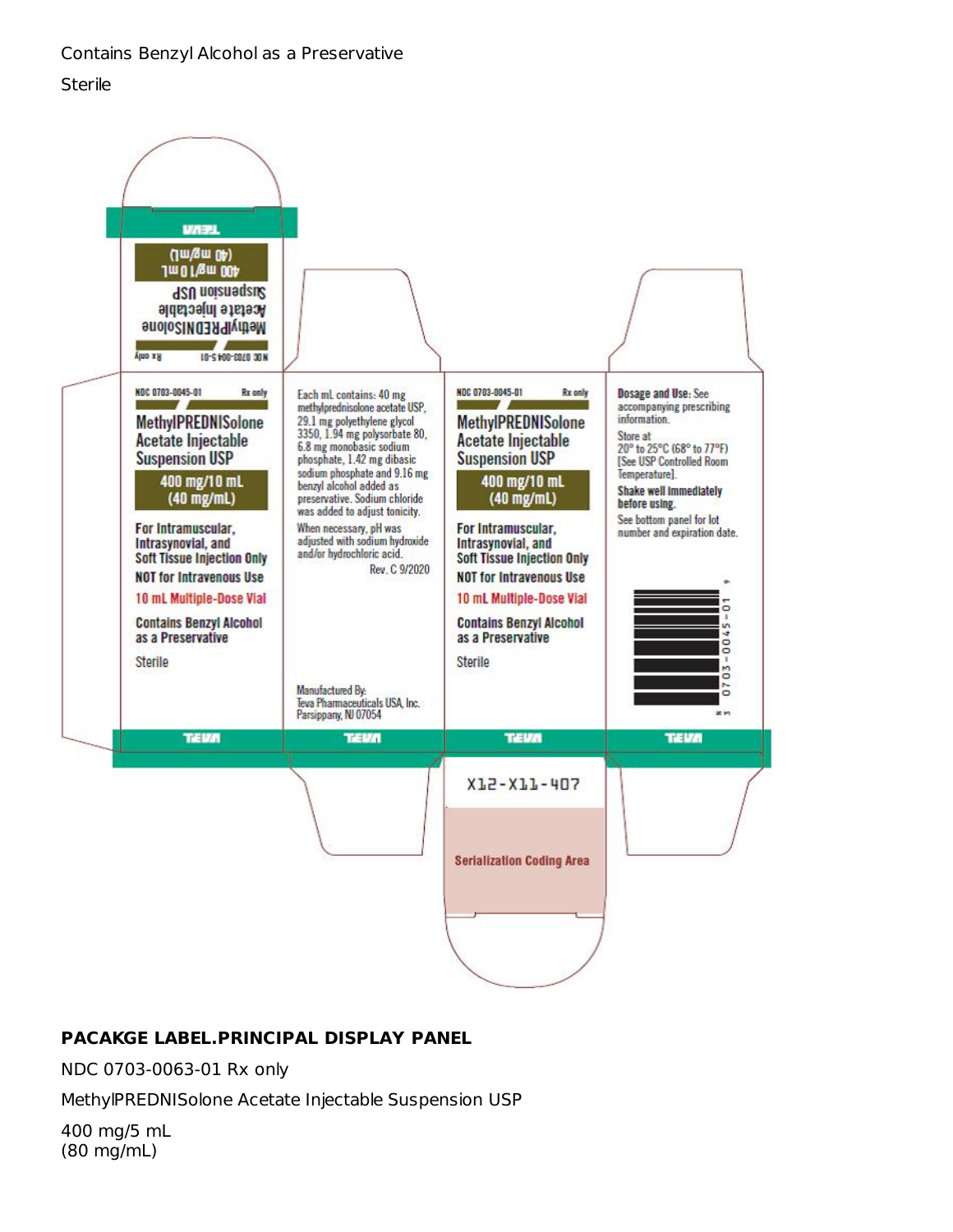Contains Benzyl Alcohol as a Preservative

Sterile

NDC 0703-0045-01 Rx only

MethylPREDNISolone Acetate Injectable Suspension USP

400 mg/10 mL (40 mg/mL)

For Intramuscular, Intrasynovial, and Soft Tissue Injection Only

NOT for Intravenous Use

10 mL Multiple-Dose Vial

Contains Benzyl Alcohol as a Preservative

Sterile

TEVA

Each mL contains: 40 mg methylprednisolone acetate USP, 29.1 mg polyethylene glycol 3350, 1.94 mg polysorbate 80, 6.8 mg monobasic sodium phosphate, 1.42 mg dibasic sodium phosphate and 9.16 mg benzyl alcohol added as preservative. Sodium chloride was added to adjust tonicity.

When necessary, pH was adjusted with sodium hydroxide and/or hydrochloric acid.

Rev. C 9/2020

Manufactured By:
Teva Pharmaceuticals USA, Inc.
Parsippany, NJ 07054

**Dosage and Use:** See accompanying prescribing information.

Store at 20° to 25°C (68° to 77°F) [See USP Controlled Room Temperature].

**Shake well immediately before using.**

See bottom panel for lot number and expiration date.

0703-0045-01

X12-X11-407

Serialization Coding Area

**PACAKGE LABEL.PRINCIPAL DISPLAY PANEL**

NDC 0703-0063-01 Rx only

MethylPREDNISolone Acetate Injectable Suspension USP

400 mg/5 mL
(80 mg/mL)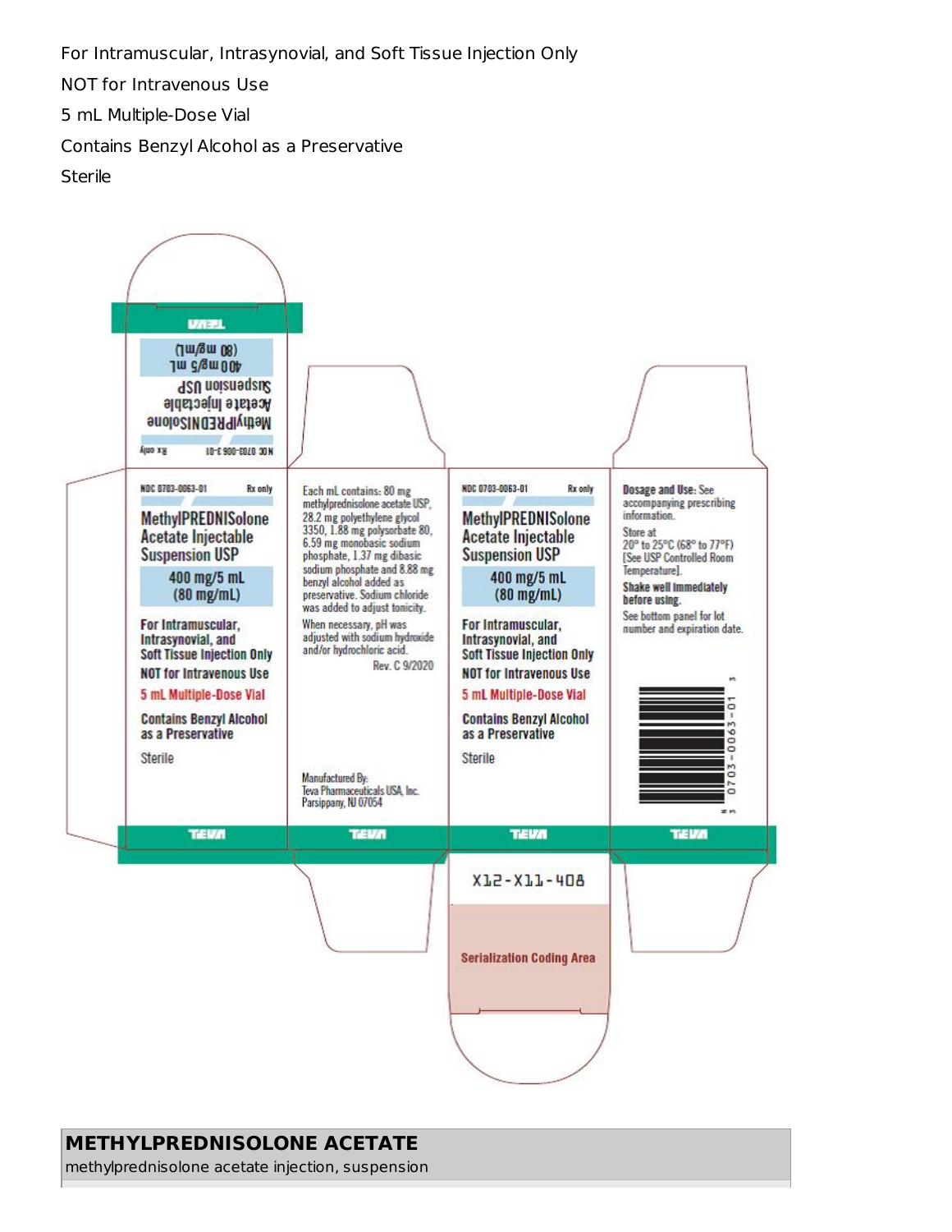For Intramuscular, Intrasynovial, and Soft Tissue Injection Only

NOT for Intravenous Use

5 mL Multiple-Dose Vial

Contains Benzyl Alcohol as a Preservative

Sterile

TEVA

NDC 0703-0063-01 Rx only

MethylPREDNISolone Acetate Injectable Suspension USP

400 mg/5 mL (80 mg/mL)

For Intramuscular, Intrasynovial, and Soft Tissue Injection Only

NOT for Intravenous Use

5 mL Multiple-Dose Vial

Contains Benzyl Alcohol as a Preservative

Sterile

TEVA

Each mL contains: 80 mg methylprednisolone acetate USP, 28.2 mg polyethylene glycol 3350, 1.88 mg polysorbate 80, 6.59 mg monobasic sodium phosphate, 1.37 mg dibasic sodium phosphate and 8.88 mg benzyl alcohol added as preservative. Sodium chloride was added to adjust tonicity.

When necessary, pH was adjusted with sodium hydroxide and/or hydrochloric acid.

Rev. C 9/2020

Manufactured By:
Teva Pharmaceuticals USA, Inc.
Parsippany, NJ 07054

TEVA

NDC 0703-0063-01 Rx only

MethylPREDNISolone Acetate Injectable Suspension USP

400 mg/5 mL (80 mg/mL)

For Intramuscular, Intrasynovial, and Soft Tissue Injection Only

NOT for Intravenous Use

5 mL Multiple-Dose Vial

Contains Benzyl Alcohol as a Preservative

Sterile

TEVA

X12-X11-408

Serialization Coding Area

**Dosage and Use:** See accompanying prescribing information.

Store at 20° to 25°C (68° to 77°F) [See USP Controlled Room Temperature].

**Shake well immediately before using.**

See bottom panel for lot number and expiration date.

N 3 0703-0063-01 3

TEVA

## METHYLPREDNISOLONE ACETATE

methylprednisolone acetate injection, suspension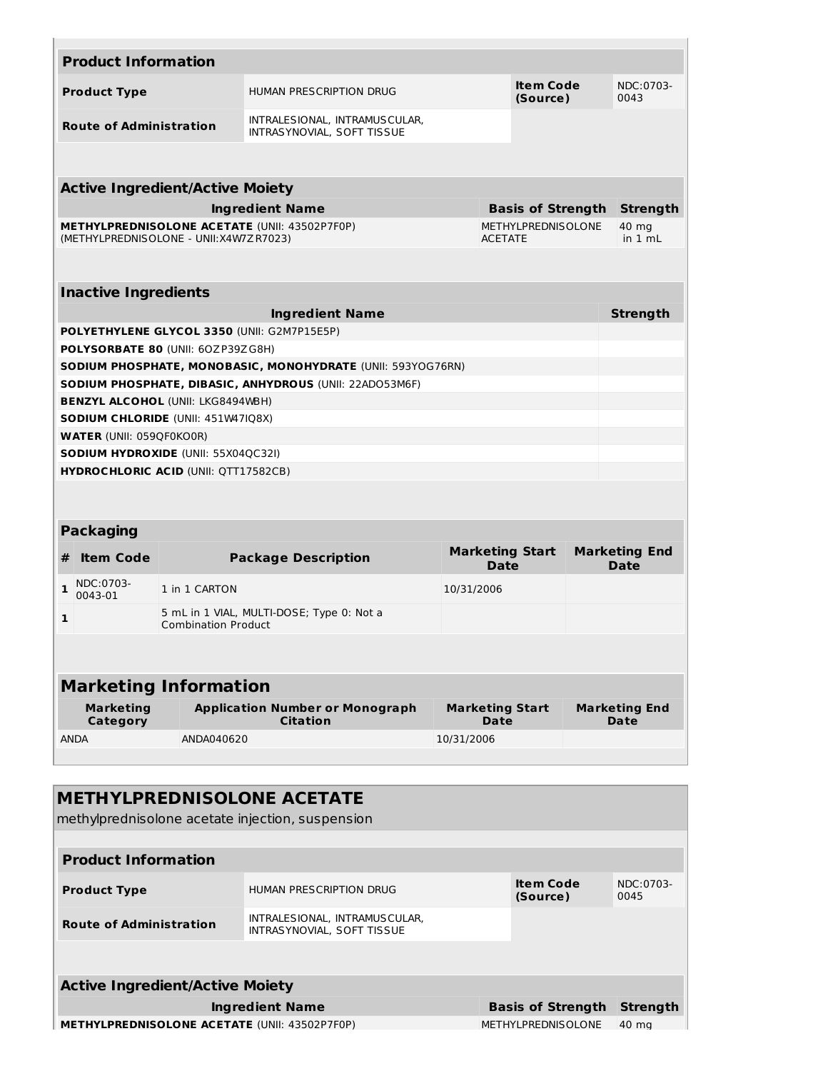| Product Information | | | |
|---|---|---|---|
| **Product Type** | HUMAN PRESCRIPTION DRUG | **Item Code (Source)** | NDC:0703-0043 |
| **Route of Administration** | INTRALESIONAL, INTRAMUSCULAR, INTRASYNOVIAL, SOFT TISSUE | | |

| Active Ingredient/Active Moiety | | |
|---|---|---|
| **Ingredient Name** | **Basis of Strength** | **Strength** |
| **METHYLPREDNISOLONE ACETATE** (UNII: 43502P7F0P) (METHYLPREDNISOLONE - UNII:X4W7ZR7023) | METHYLPREDNISOLONE ACETATE | 40 mg in 1 mL |

| Inactive Ingredients | |
|---|---|
| **Ingredient Name** | **Strength** |
| **POLYETHYLENE GLYCOL 3350** (UNII: G2M7P15E5P) | |
| **POLYSORBATE 80** (UNII: 6OZP39ZG8H) | |
| **SODIUM PHOSPHATE, MONOBASIC, MONOHYDRATE** (UNII: 593YOG76RN) | |
| **SODIUM PHOSPHATE, DIBASIC, ANHYDROUS** (UNII: 22ADO53M6F) | |
| **BENZYL ALCOHOL** (UNII: LKG8494WBH) | |
| **SODIUM CHLORIDE** (UNII: 451W47IQ8X) | |
| **WATER** (UNII: 059QF0KO0R) | |
| **SODIUM HYDROXIDE** (UNII: 55X04QC32I) | |
| **HYDROCHLORIC ACID** (UNII: QTT17582CB) | |

| Packaging | | | | |
|---|---|---|---|---|
| **#** | **Item Code** | **Package Description** | **Marketing Start Date** | **Marketing End Date** |
| 1 | NDC:0703-0043-01 | 1 in 1 CARTON | 10/31/2006 | |
| 1 | | 5 mL in 1 VIAL, MULTI-DOSE; Type 0: Not a Combination Product | | |

| Marketing Information | | | |
|---|---|---|---|
| **Marketing Category** | **Application Number or Monograph Citation** | **Marketing Start Date** | **Marketing End Date** |
| ANDA | ANDA040620 | 10/31/2006 | |

## METHYLPREDNISOLONE ACETATE

methylprednisolone acetate injection, suspension

| Product Information | | | |
|---|---|---|---|
| **Product Type** | HUMAN PRESCRIPTION DRUG | **Item Code (Source)** | NDC:0703-0045 |
| **Route of Administration** | INTRALESIONAL, INTRAMUSCULAR, INTRASYNOVIAL, SOFT TISSUE | | |

| Active Ingredient/Active Moiety | | |
|---|---|---|
| **Ingredient Name** | **Basis of Strength** | **Strength** |
| **METHYLPREDNISOLONE ACETATE** (UNII: 43502P7F0P) | METHYLPREDNISOLONE | 40 mg |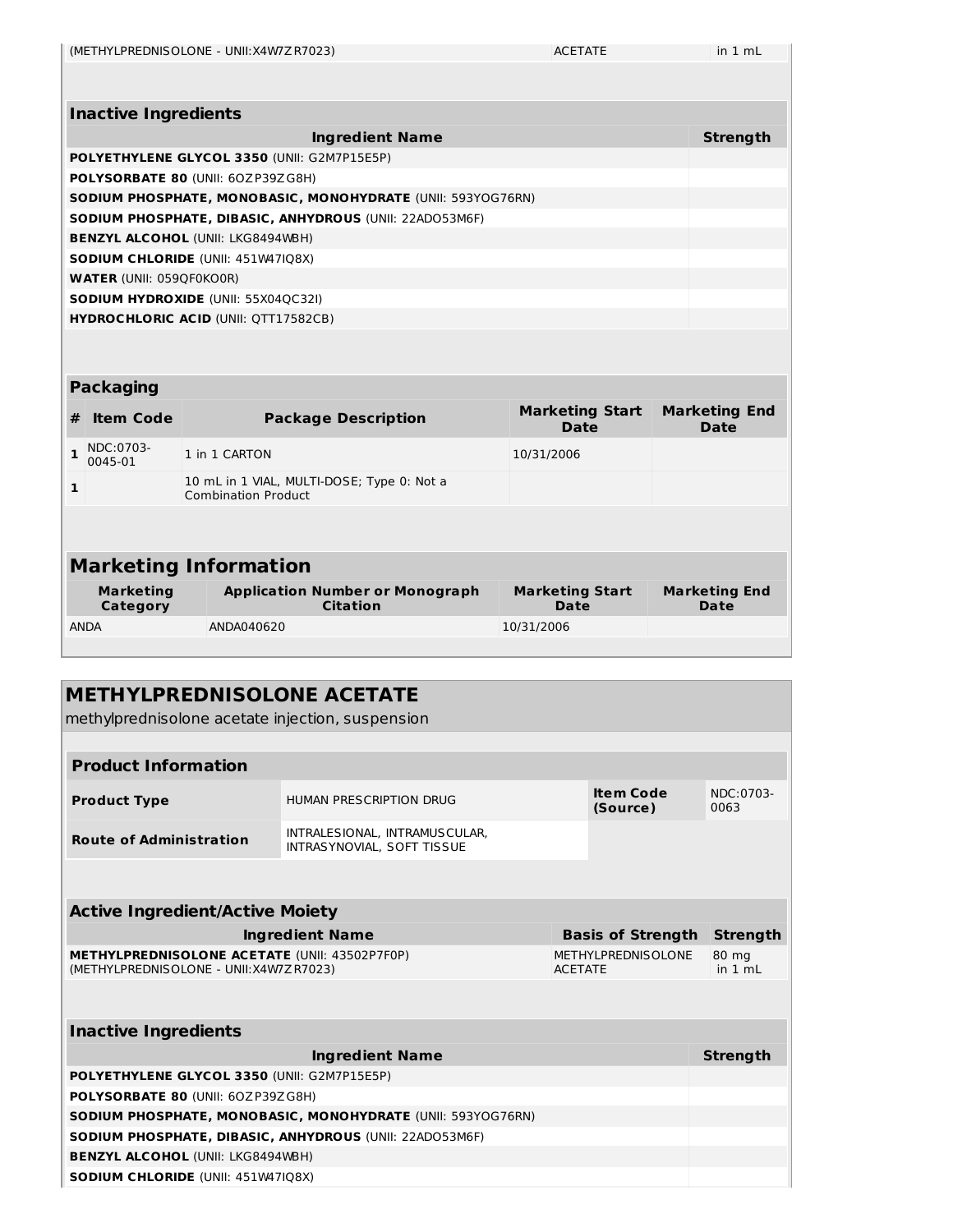| (METHYLPREDNISOLONE - UNII:X4W7ZR7023) | ACETATE | in 1 mL |
|---|---|---|

### Inactive Ingredients

| Ingredient Name | Strength |
|---|---|
| **POLYETHYLENE GLYCOL 3350** (UNII: G2M7P15E5P) | |
| **POLYSORBATE 80** (UNII: 6OZP39ZG8H) | |
| **SODIUM PHOSPHATE, MONOBASIC, MONOHYDRATE** (UNII: 593YOG76RN) | |
| **SODIUM PHOSPHATE, DIBASIC, ANHYDROUS** (UNII: 22ADO53M6F) | |
| **BENZYL ALCOHOL** (UNII: LKG8494WBH) | |
| **SODIUM CHLORIDE** (UNII: 451W47IQ8X) | |
| **WATER** (UNII: 059QF0KO0R) | |
| **SODIUM HYDROXIDE** (UNII: 55X04QC32I) | |
| **HYDROCHLORIC ACID** (UNII: QTT17582CB) | |

### Packaging

| # | Item Code | Package Description | Marketing Start Date | Marketing End Date |
|---|---|---|---|---|
| 1 | NDC:0703-0045-01 | 1 in 1 CARTON | 10/31/2006 | |
| 1 | | 10 mL in 1 VIAL, MULTI-DOSE; Type 0: Not a Combination Product | | |

### Marketing Information

| Marketing Category | Application Number or Monograph Citation | Marketing Start Date | Marketing End Date |
|---|---|---|---|
| ANDA | ANDA040620 | 10/31/2006 | |

## METHYLPREDNISOLONE ACETATE

methylprednisolone acetate injection, suspension

### Product Information

| | | | |
|---|---|---|---|
| **Product Type** | HUMAN PRESCRIPTION DRUG | **Item Code (Source)** | NDC:0703-0063 |
| **Route of Administration** | INTRALESIONAL, INTRAMUSCULAR, INTRASYNOVIAL, SOFT TISSUE | | |

### Active Ingredient/Active Moiety

| Ingredient Name | Basis of Strength | Strength |
|---|---|---|
| **METHYLPREDNISOLONE ACETATE** (UNII: 43502P7F0P) (METHYLPREDNISOLONE - UNII:X4W7ZR7023) | METHYLPREDNISOLONE ACETATE | 80 mg in 1 mL |

### Inactive Ingredients

| Ingredient Name | Strength |
|---|---|
| **POLYETHYLENE GLYCOL 3350** (UNII: G2M7P15E5P) | |
| **POLYSORBATE 80** (UNII: 6OZP39ZG8H) | |
| **SODIUM PHOSPHATE, MONOBASIC, MONOHYDRATE** (UNII: 593YOG76RN) | |
| **SODIUM PHOSPHATE, DIBASIC, ANHYDROUS** (UNII: 22ADO53M6F) | |
| **BENZYL ALCOHOL** (UNII: LKG8494WBH) | |
| **SODIUM CHLORIDE** (UNII: 451W47IQ8X) | |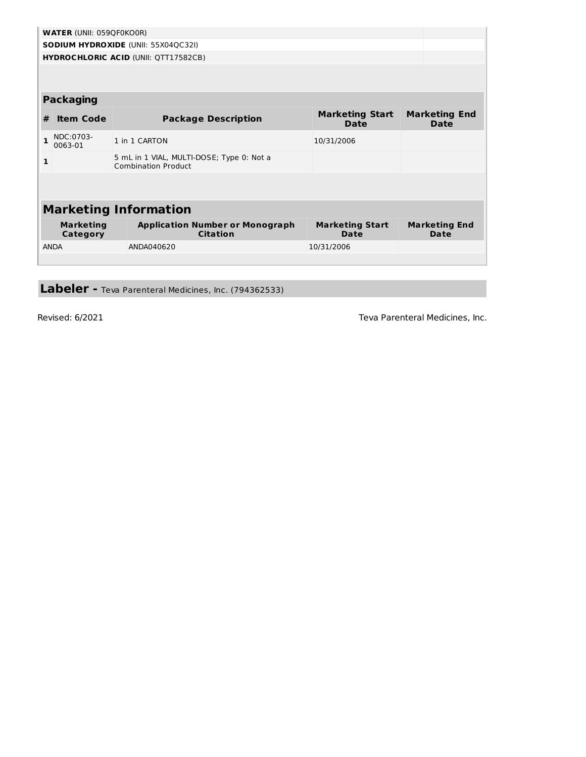| | |
|---|---|
| **WATER** (UNII: 059QF0KO0R) | |
| **SODIUM HYDROXIDE** (UNII: 55X04QC32I) | |
| **HYDROCHLORIC ACID** (UNII: QTT17582CB) | |

## Packaging

| # | Item Code | Package Description | Marketing Start Date | Marketing End Date |
|---|---|---|---|---|
| 1 | NDC:0703-0063-01 | 1 in 1 CARTON | 10/31/2006 | |
| 1 | | 5 mL in 1 VIAL, MULTI-DOSE; Type 0: Not a Combination Product | | |

## Marketing Information

| Marketing Category | Application Number or Monograph Citation | Marketing Start Date | Marketing End Date |
|---|---|---|---|
| ANDA | ANDA040620 | 10/31/2006 | |

## Labeler - Teva Parenteral Medicines, Inc. (794362533)

Revised: 6/2021

Teva Parenteral Medicines, Inc.